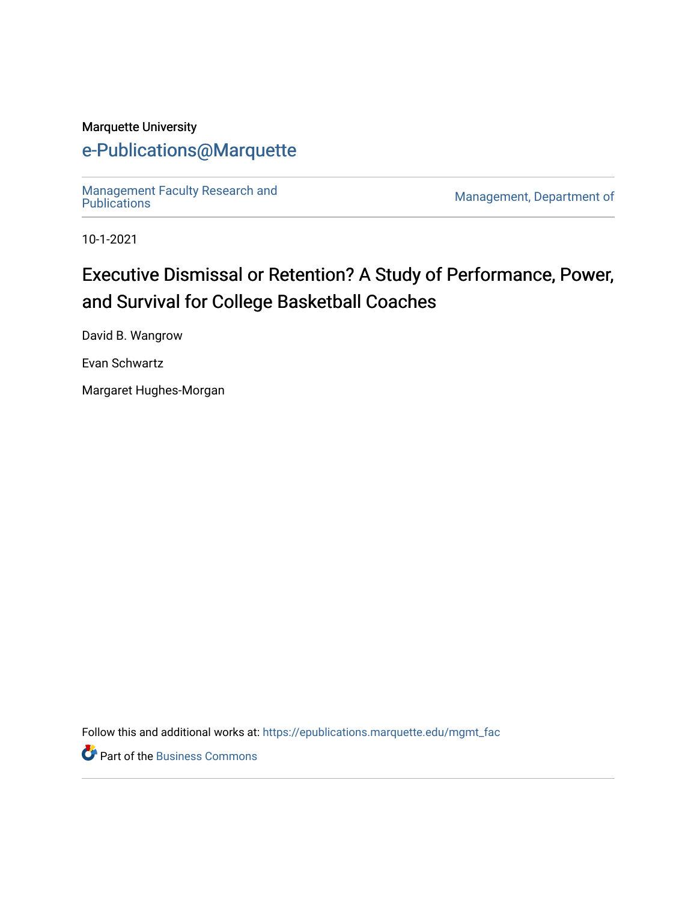Marquette University

e-Publications@Marquette

Management Faculty Research and Publications

Management, Department of

10-1-2021

# Executive Dismissal or Retention? A Study of Performance, Power, and Survival for College Basketball Coaches

David B. Wangrow

Evan Schwartz

Margaret Hughes-Morgan

Follow this and additional works at: https://epublications.marquette.edu/mgmt_fac

Part of the Business Commons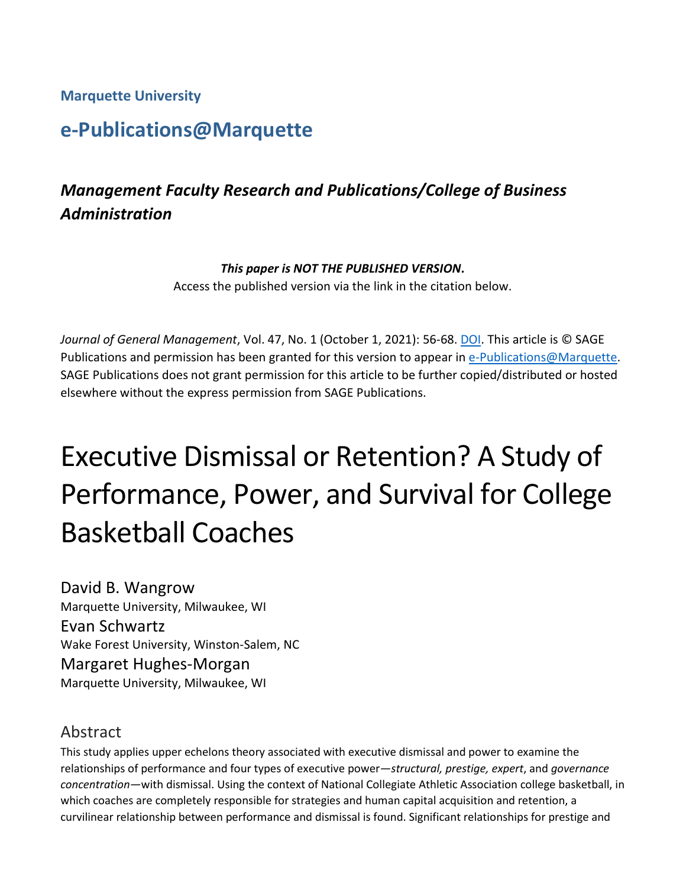**Marquette University**

## e-Publications@Marquette

### *Management Faculty Research and Publications/College of Business Administration*

***This paper is NOT THE PUBLISHED VERSION*.**
Access the published version via the link in the citation below.

*Journal of General Management*, Vol. 47, No. 1 (October 1, 2021): 56-68. DOI. This article is © SAGE Publications and permission has been granted for this version to appear in e-Publications@Marquette. SAGE Publications does not grant permission for this article to be further copied/distributed or hosted elsewhere without the express permission from SAGE Publications.

# Executive Dismissal or Retention? A Study of Performance, Power, and Survival for College Basketball Coaches

David B. Wangrow
Marquette University, Milwaukee, WI

Evan Schwartz
Wake Forest University, Winston-Salem, NC

Margaret Hughes-Morgan
Marquette University, Milwaukee, WI

## Abstract

This study applies upper echelons theory associated with executive dismissal and power to examine the relationships of performance and four types of executive power—*structural, prestige, expert*, and *governance concentration*—with dismissal. Using the context of National Collegiate Athletic Association college basketball, in which coaches are completely responsible for strategies and human capital acquisition and retention, a curvilinear relationship between performance and dismissal is found. Significant relationships for prestige and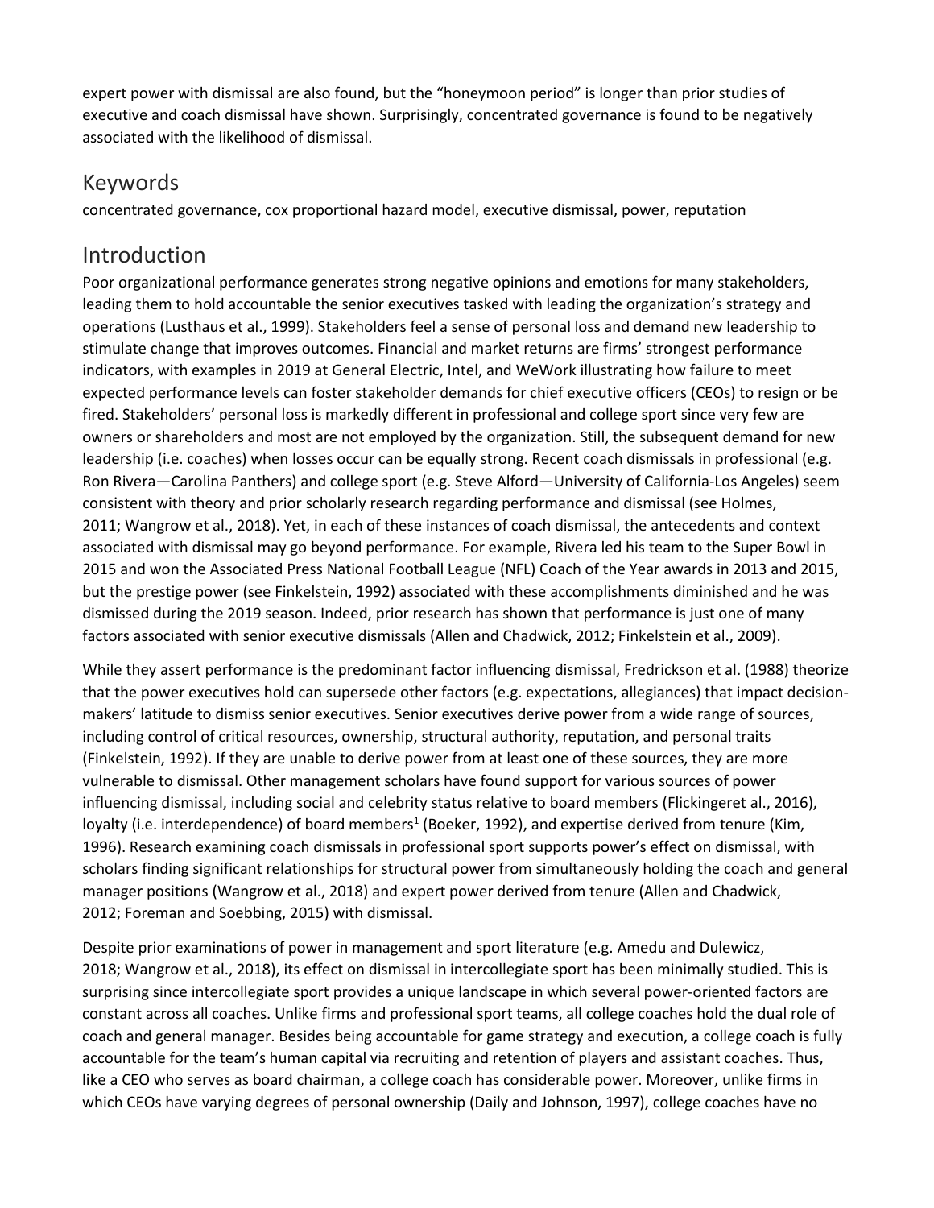expert power with dismissal are also found, but the "honeymoon period" is longer than prior studies of executive and coach dismissal have shown. Surprisingly, concentrated governance is found to be negatively associated with the likelihood of dismissal.

## Keywords

concentrated governance, cox proportional hazard model, executive dismissal, power, reputation

## Introduction

Poor organizational performance generates strong negative opinions and emotions for many stakeholders, leading them to hold accountable the senior executives tasked with leading the organization's strategy and operations (Lusthaus et al., 1999). Stakeholders feel a sense of personal loss and demand new leadership to stimulate change that improves outcomes. Financial and market returns are firms' strongest performance indicators, with examples in 2019 at General Electric, Intel, and WeWork illustrating how failure to meet expected performance levels can foster stakeholder demands for chief executive officers (CEOs) to resign or be fired. Stakeholders' personal loss is markedly different in professional and college sport since very few are owners or shareholders and most are not employed by the organization. Still, the subsequent demand for new leadership (i.e. coaches) when losses occur can be equally strong. Recent coach dismissals in professional (e.g. Ron Rivera—Carolina Panthers) and college sport (e.g. Steve Alford—University of California-Los Angeles) seem consistent with theory and prior scholarly research regarding performance and dismissal (see Holmes, 2011; Wangrow et al., 2018). Yet, in each of these instances of coach dismissal, the antecedents and context associated with dismissal may go beyond performance. For example, Rivera led his team to the Super Bowl in 2015 and won the Associated Press National Football League (NFL) Coach of the Year awards in 2013 and 2015, but the prestige power (see Finkelstein, 1992) associated with these accomplishments diminished and he was dismissed during the 2019 season. Indeed, prior research has shown that performance is just one of many factors associated with senior executive dismissals (Allen and Chadwick, 2012; Finkelstein et al., 2009).

While they assert performance is the predominant factor influencing dismissal, Fredrickson et al. (1988) theorize that the power executives hold can supersede other factors (e.g. expectations, allegiances) that impact decision-makers' latitude to dismiss senior executives. Senior executives derive power from a wide range of sources, including control of critical resources, ownership, structural authority, reputation, and personal traits (Finkelstein, 1992). If they are unable to derive power from at least one of these sources, they are more vulnerable to dismissal. Other management scholars have found support for various sources of power influencing dismissal, including social and celebrity status relative to board members (Flickingeret al., 2016), loyalty (i.e. interdependence) of board members[1] (Boeker, 1992), and expertise derived from tenure (Kim, 1996). Research examining coach dismissals in professional sport supports power's effect on dismissal, with scholars finding significant relationships for structural power from simultaneously holding the coach and general manager positions (Wangrow et al., 2018) and expert power derived from tenure (Allen and Chadwick, 2012; Foreman and Soebbing, 2015) with dismissal.

Despite prior examinations of power in management and sport literature (e.g. Amedu and Dulewicz, 2018; Wangrow et al., 2018), its effect on dismissal in intercollegiate sport has been minimally studied. This is surprising since intercollegiate sport provides a unique landscape in which several power-oriented factors are constant across all coaches. Unlike firms and professional sport teams, all college coaches hold the dual role of coach and general manager. Besides being accountable for game strategy and execution, a college coach is fully accountable for the team's human capital via recruiting and retention of players and assistant coaches. Thus, like a CEO who serves as board chairman, a college coach has considerable power. Moreover, unlike firms in which CEOs have varying degrees of personal ownership (Daily and Johnson, 1997), college coaches have no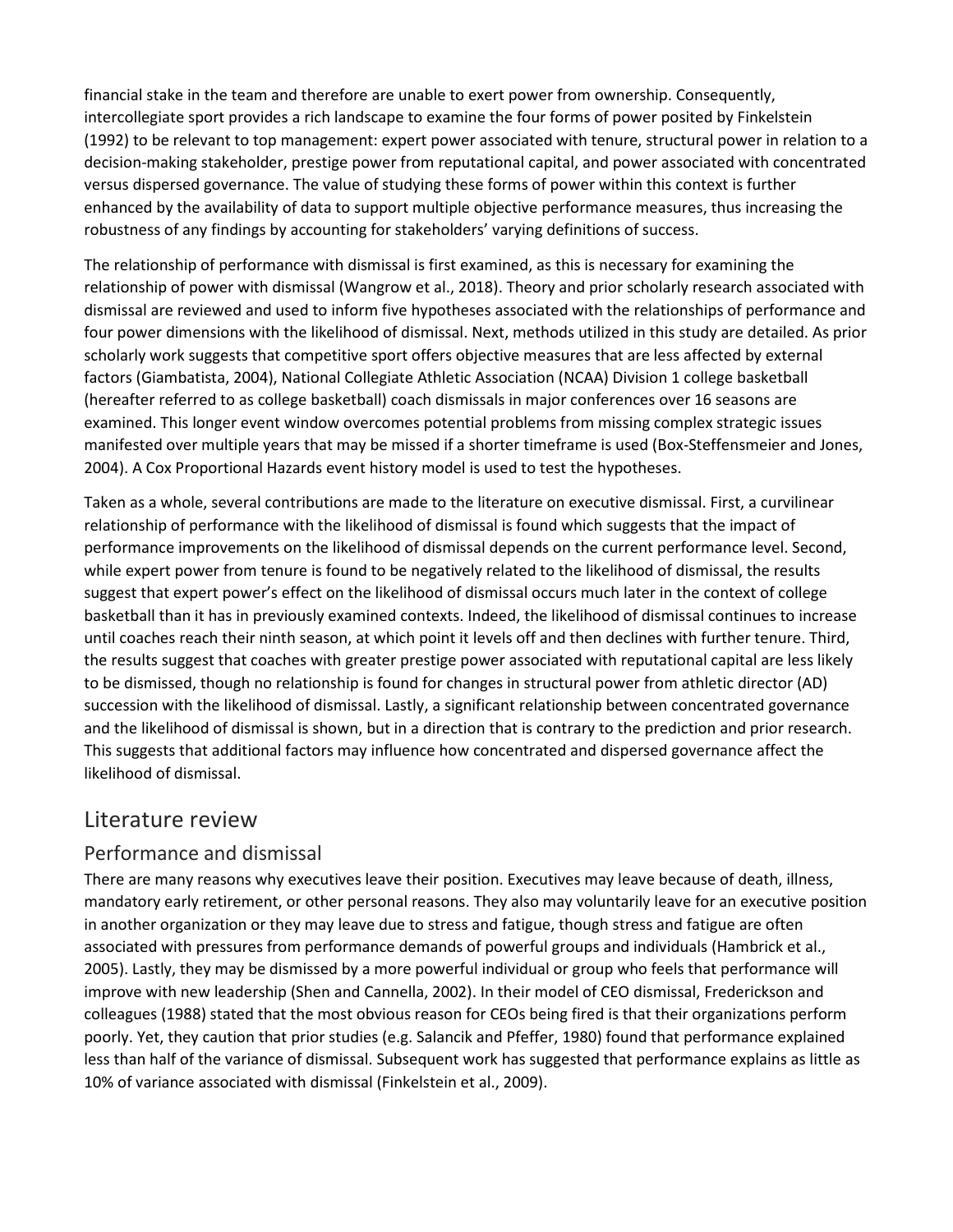financial stake in the team and therefore are unable to exert power from ownership. Consequently, intercollegiate sport provides a rich landscape to examine the four forms of power posited by Finkelstein (1992) to be relevant to top management: expert power associated with tenure, structural power in relation to a decision-making stakeholder, prestige power from reputational capital, and power associated with concentrated versus dispersed governance. The value of studying these forms of power within this context is further enhanced by the availability of data to support multiple objective performance measures, thus increasing the robustness of any findings by accounting for stakeholders' varying definitions of success.

The relationship of performance with dismissal is first examined, as this is necessary for examining the relationship of power with dismissal (Wangrow et al., 2018). Theory and prior scholarly research associated with dismissal are reviewed and used to inform five hypotheses associated with the relationships of performance and four power dimensions with the likelihood of dismissal. Next, methods utilized in this study are detailed. As prior scholarly work suggests that competitive sport offers objective measures that are less affected by external factors (Giambatista, 2004), National Collegiate Athletic Association (NCAA) Division 1 college basketball (hereafter referred to as college basketball) coach dismissals in major conferences over 16 seasons are examined. This longer event window overcomes potential problems from missing complex strategic issues manifested over multiple years that may be missed if a shorter timeframe is used (Box-Steffensmeier and Jones, 2004). A Cox Proportional Hazards event history model is used to test the hypotheses.

Taken as a whole, several contributions are made to the literature on executive dismissal. First, a curvilinear relationship of performance with the likelihood of dismissal is found which suggests that the impact of performance improvements on the likelihood of dismissal depends on the current performance level. Second, while expert power from tenure is found to be negatively related to the likelihood of dismissal, the results suggest that expert power's effect on the likelihood of dismissal occurs much later in the context of college basketball than it has in previously examined contexts. Indeed, the likelihood of dismissal continues to increase until coaches reach their ninth season, at which point it levels off and then declines with further tenure. Third, the results suggest that coaches with greater prestige power associated with reputational capital are less likely to be dismissed, though no relationship is found for changes in structural power from athletic director (AD) succession with the likelihood of dismissal. Lastly, a significant relationship between concentrated governance and the likelihood of dismissal is shown, but in a direction that is contrary to the prediction and prior research. This suggests that additional factors may influence how concentrated and dispersed governance affect the likelihood of dismissal.

## Literature review

### Performance and dismissal

There are many reasons why executives leave their position. Executives may leave because of death, illness, mandatory early retirement, or other personal reasons. They also may voluntarily leave for an executive position in another organization or they may leave due to stress and fatigue, though stress and fatigue are often associated with pressures from performance demands of powerful groups and individuals (Hambrick et al., 2005). Lastly, they may be dismissed by a more powerful individual or group who feels that performance will improve with new leadership (Shen and Cannella, 2002). In their model of CEO dismissal, Frederickson and colleagues (1988) stated that the most obvious reason for CEOs being fired is that their organizations perform poorly. Yet, they caution that prior studies (e.g. Salancik and Pfeffer, 1980) found that performance explained less than half of the variance of dismissal. Subsequent work has suggested that performance explains as little as 10% of variance associated with dismissal (Finkelstein et al., 2009).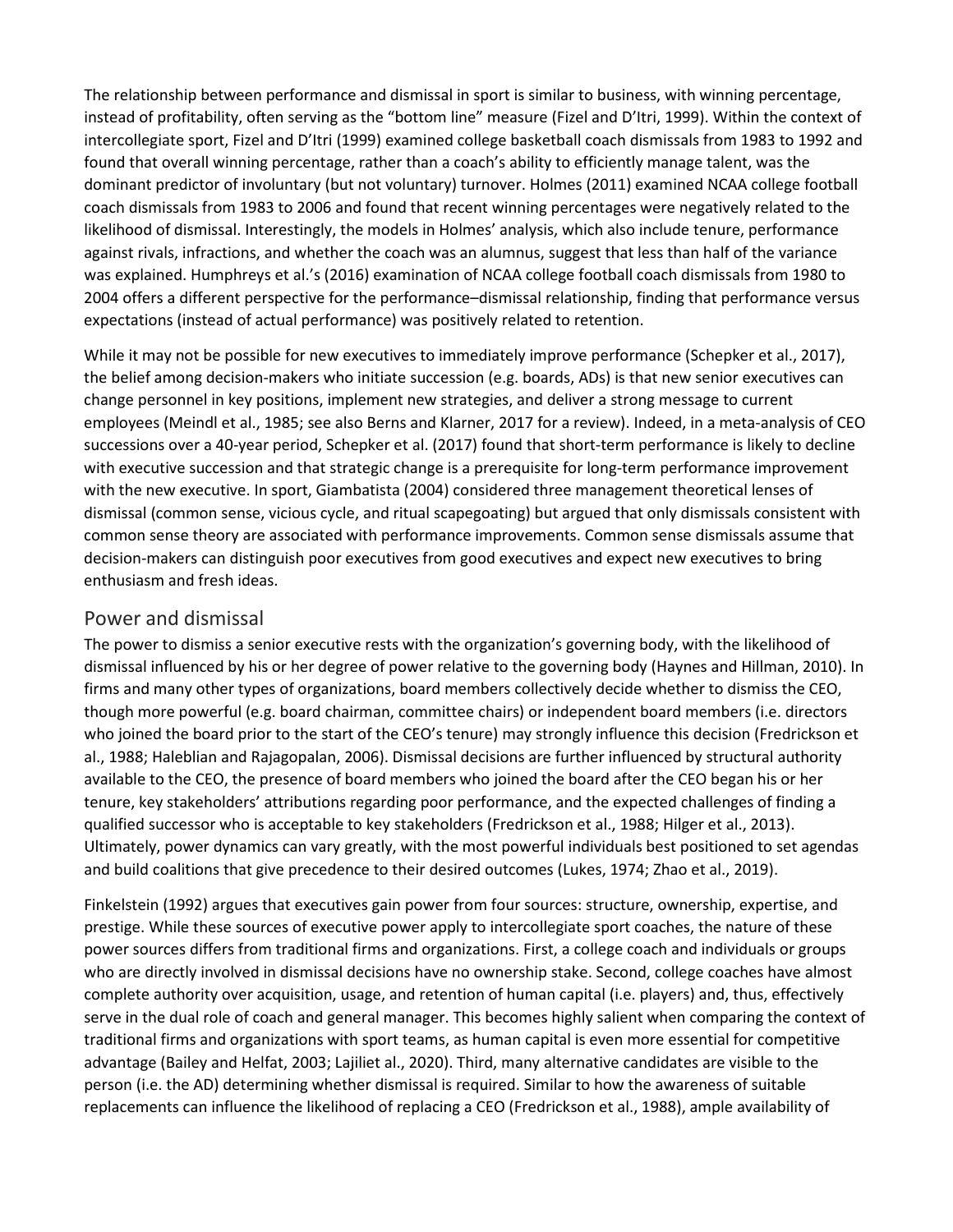The relationship between performance and dismissal in sport is similar to business, with winning percentage, instead of profitability, often serving as the "bottom line" measure (Fizel and D'Itri, 1999). Within the context of intercollegiate sport, Fizel and D'Itri (1999) examined college basketball coach dismissals from 1983 to 1992 and found that overall winning percentage, rather than a coach's ability to efficiently manage talent, was the dominant predictor of involuntary (but not voluntary) turnover. Holmes (2011) examined NCAA college football coach dismissals from 1983 to 2006 and found that recent winning percentages were negatively related to the likelihood of dismissal. Interestingly, the models in Holmes' analysis, which also include tenure, performance against rivals, infractions, and whether the coach was an alumnus, suggest that less than half of the variance was explained. Humphreys et al.'s (2016) examination of NCAA college football coach dismissals from 1980 to 2004 offers a different perspective for the performance–dismissal relationship, finding that performance versus expectations (instead of actual performance) was positively related to retention.

While it may not be possible for new executives to immediately improve performance (Schepker et al., 2017), the belief among decision-makers who initiate succession (e.g. boards, ADs) is that new senior executives can change personnel in key positions, implement new strategies, and deliver a strong message to current employees (Meindl et al., 1985; see also Berns and Klarner, 2017 for a review). Indeed, in a meta-analysis of CEO successions over a 40-year period, Schepker et al. (2017) found that short-term performance is likely to decline with executive succession and that strategic change is a prerequisite for long-term performance improvement with the new executive. In sport, Giambatista (2004) considered three management theoretical lenses of dismissal (common sense, vicious cycle, and ritual scapegoating) but argued that only dismissals consistent with common sense theory are associated with performance improvements. Common sense dismissals assume that decision-makers can distinguish poor executives from good executives and expect new executives to bring enthusiasm and fresh ideas.

## Power and dismissal

The power to dismiss a senior executive rests with the organization's governing body, with the likelihood of dismissal influenced by his or her degree of power relative to the governing body (Haynes and Hillman, 2010). In firms and many other types of organizations, board members collectively decide whether to dismiss the CEO, though more powerful (e.g. board chairman, committee chairs) or independent board members (i.e. directors who joined the board prior to the start of the CEO's tenure) may strongly influence this decision (Fredrickson et al., 1988; Haleblian and Rajagopalan, 2006). Dismissal decisions are further influenced by structural authority available to the CEO, the presence of board members who joined the board after the CEO began his or her tenure, key stakeholders' attributions regarding poor performance, and the expected challenges of finding a qualified successor who is acceptable to key stakeholders (Fredrickson et al., 1988; Hilger et al., 2013). Ultimately, power dynamics can vary greatly, with the most powerful individuals best positioned to set agendas and build coalitions that give precedence to their desired outcomes (Lukes, 1974; Zhao et al., 2019).

Finkelstein (1992) argues that executives gain power from four sources: structure, ownership, expertise, and prestige. While these sources of executive power apply to intercollegiate sport coaches, the nature of these power sources differs from traditional firms and organizations. First, a college coach and individuals or groups who are directly involved in dismissal decisions have no ownership stake. Second, college coaches have almost complete authority over acquisition, usage, and retention of human capital (i.e. players) and, thus, effectively serve in the dual role of coach and general manager. This becomes highly salient when comparing the context of traditional firms and organizations with sport teams, as human capital is even more essential for competitive advantage (Bailey and Helfat, 2003; Lajiliet al., 2020). Third, many alternative candidates are visible to the person (i.e. the AD) determining whether dismissal is required. Similar to how the awareness of suitable replacements can influence the likelihood of replacing a CEO (Fredrickson et al., 1988), ample availability of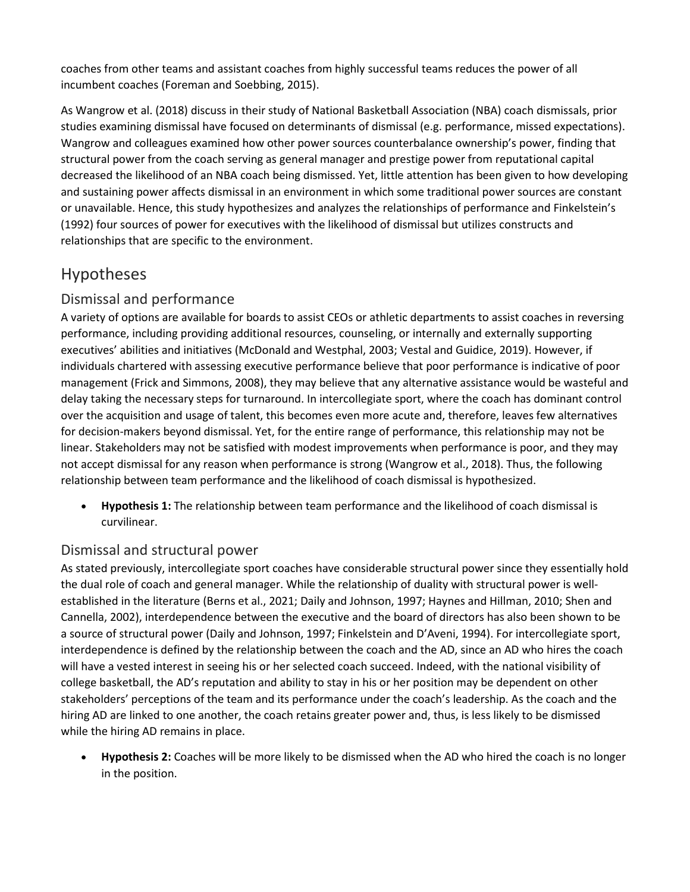coaches from other teams and assistant coaches from highly successful teams reduces the power of all incumbent coaches (Foreman and Soebbing, 2015).

As Wangrow et al. (2018) discuss in their study of National Basketball Association (NBA) coach dismissals, prior studies examining dismissal have focused on determinants of dismissal (e.g. performance, missed expectations). Wangrow and colleagues examined how other power sources counterbalance ownership's power, finding that structural power from the coach serving as general manager and prestige power from reputational capital decreased the likelihood of an NBA coach being dismissed. Yet, little attention has been given to how developing and sustaining power affects dismissal in an environment in which some traditional power sources are constant or unavailable. Hence, this study hypothesizes and analyzes the relationships of performance and Finkelstein's (1992) four sources of power for executives with the likelihood of dismissal but utilizes constructs and relationships that are specific to the environment.

# Hypotheses

## Dismissal and performance

A variety of options are available for boards to assist CEOs or athletic departments to assist coaches in reversing performance, including providing additional resources, counseling, or internally and externally supporting executives' abilities and initiatives (McDonald and Westphal, 2003; Vestal and Guidice, 2019). However, if individuals chartered with assessing executive performance believe that poor performance is indicative of poor management (Frick and Simmons, 2008), they may believe that any alternative assistance would be wasteful and delay taking the necessary steps for turnaround. In intercollegiate sport, where the coach has dominant control over the acquisition and usage of talent, this becomes even more acute and, therefore, leaves few alternatives for decision-makers beyond dismissal. Yet, for the entire range of performance, this relationship may not be linear. Stakeholders may not be satisfied with modest improvements when performance is poor, and they may not accept dismissal for any reason when performance is strong (Wangrow et al., 2018). Thus, the following relationship between team performance and the likelihood of coach dismissal is hypothesized.

- **Hypothesis 1:** The relationship between team performance and the likelihood of coach dismissal is curvilinear.

## Dismissal and structural power

As stated previously, intercollegiate sport coaches have considerable structural power since they essentially hold the dual role of coach and general manager. While the relationship of duality with structural power is well-established in the literature (Berns et al., 2021; Daily and Johnson, 1997; Haynes and Hillman, 2010; Shen and Cannella, 2002), interdependence between the executive and the board of directors has also been shown to be a source of structural power (Daily and Johnson, 1997; Finkelstein and D'Aveni, 1994). For intercollegiate sport, interdependence is defined by the relationship between the coach and the AD, since an AD who hires the coach will have a vested interest in seeing his or her selected coach succeed. Indeed, with the national visibility of college basketball, the AD's reputation and ability to stay in his or her position may be dependent on other stakeholders' perceptions of the team and its performance under the coach's leadership. As the coach and the hiring AD are linked to one another, the coach retains greater power and, thus, is less likely to be dismissed while the hiring AD remains in place.

- **Hypothesis 2:** Coaches will be more likely to be dismissed when the AD who hired the coach is no longer in the position.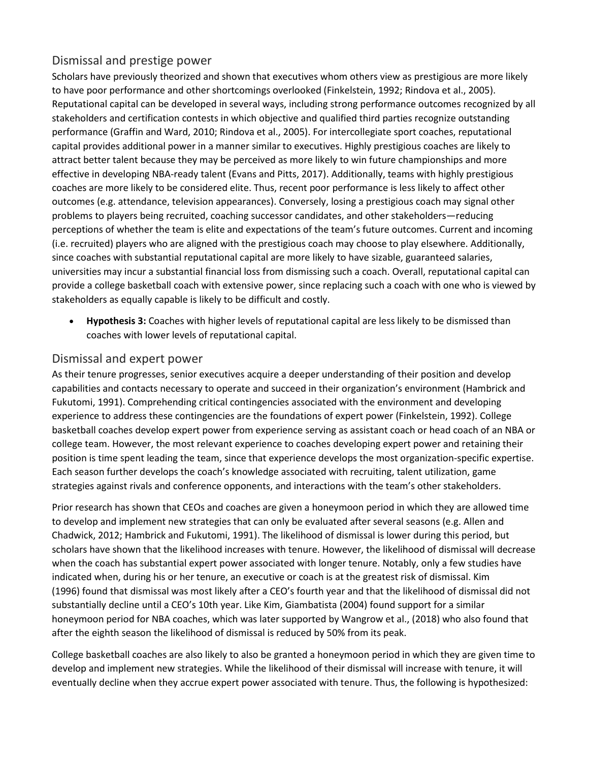## Dismissal and prestige power

Scholars have previously theorized and shown that executives whom others view as prestigious are more likely to have poor performance and other shortcomings overlooked (Finkelstein, 1992; Rindova et al., 2005). Reputational capital can be developed in several ways, including strong performance outcomes recognized by all stakeholders and certification contests in which objective and qualified third parties recognize outstanding performance (Graffin and Ward, 2010; Rindova et al., 2005). For intercollegiate sport coaches, reputational capital provides additional power in a manner similar to executives. Highly prestigious coaches are likely to attract better talent because they may be perceived as more likely to win future championships and more effective in developing NBA-ready talent (Evans and Pitts, 2017). Additionally, teams with highly prestigious coaches are more likely to be considered elite. Thus, recent poor performance is less likely to affect other outcomes (e.g. attendance, television appearances). Conversely, losing a prestigious coach may signal other problems to players being recruited, coaching successor candidates, and other stakeholders—reducing perceptions of whether the team is elite and expectations of the team's future outcomes. Current and incoming (i.e. recruited) players who are aligned with the prestigious coach may choose to play elsewhere. Additionally, since coaches with substantial reputational capital are more likely to have sizable, guaranteed salaries, universities may incur a substantial financial loss from dismissing such a coach. Overall, reputational capital can provide a college basketball coach with extensive power, since replacing such a coach with one who is viewed by stakeholders as equally capable is likely to be difficult and costly.

- **Hypothesis 3:** Coaches with higher levels of reputational capital are less likely to be dismissed than coaches with lower levels of reputational capital.

## Dismissal and expert power

As their tenure progresses, senior executives acquire a deeper understanding of their position and develop capabilities and contacts necessary to operate and succeed in their organization's environment (Hambrick and Fukutomi, 1991). Comprehending critical contingencies associated with the environment and developing experience to address these contingencies are the foundations of expert power (Finkelstein, 1992). College basketball coaches develop expert power from experience serving as assistant coach or head coach of an NBA or college team. However, the most relevant experience to coaches developing expert power and retaining their position is time spent leading the team, since that experience develops the most organization-specific expertise. Each season further develops the coach's knowledge associated with recruiting, talent utilization, game strategies against rivals and conference opponents, and interactions with the team's other stakeholders.

Prior research has shown that CEOs and coaches are given a honeymoon period in which they are allowed time to develop and implement new strategies that can only be evaluated after several seasons (e.g. Allen and Chadwick, 2012; Hambrick and Fukutomi, 1991). The likelihood of dismissal is lower during this period, but scholars have shown that the likelihood increases with tenure. However, the likelihood of dismissal will decrease when the coach has substantial expert power associated with longer tenure. Notably, only a few studies have indicated when, during his or her tenure, an executive or coach is at the greatest risk of dismissal. Kim (1996) found that dismissal was most likely after a CEO's fourth year and that the likelihood of dismissal did not substantially decline until a CEO's 10th year. Like Kim, Giambatista (2004) found support for a similar honeymoon period for NBA coaches, which was later supported by Wangrow et al., (2018) who also found that after the eighth season the likelihood of dismissal is reduced by 50% from its peak.

College basketball coaches are also likely to also be granted a honeymoon period in which they are given time to develop and implement new strategies. While the likelihood of their dismissal will increase with tenure, it will eventually decline when they accrue expert power associated with tenure. Thus, the following is hypothesized: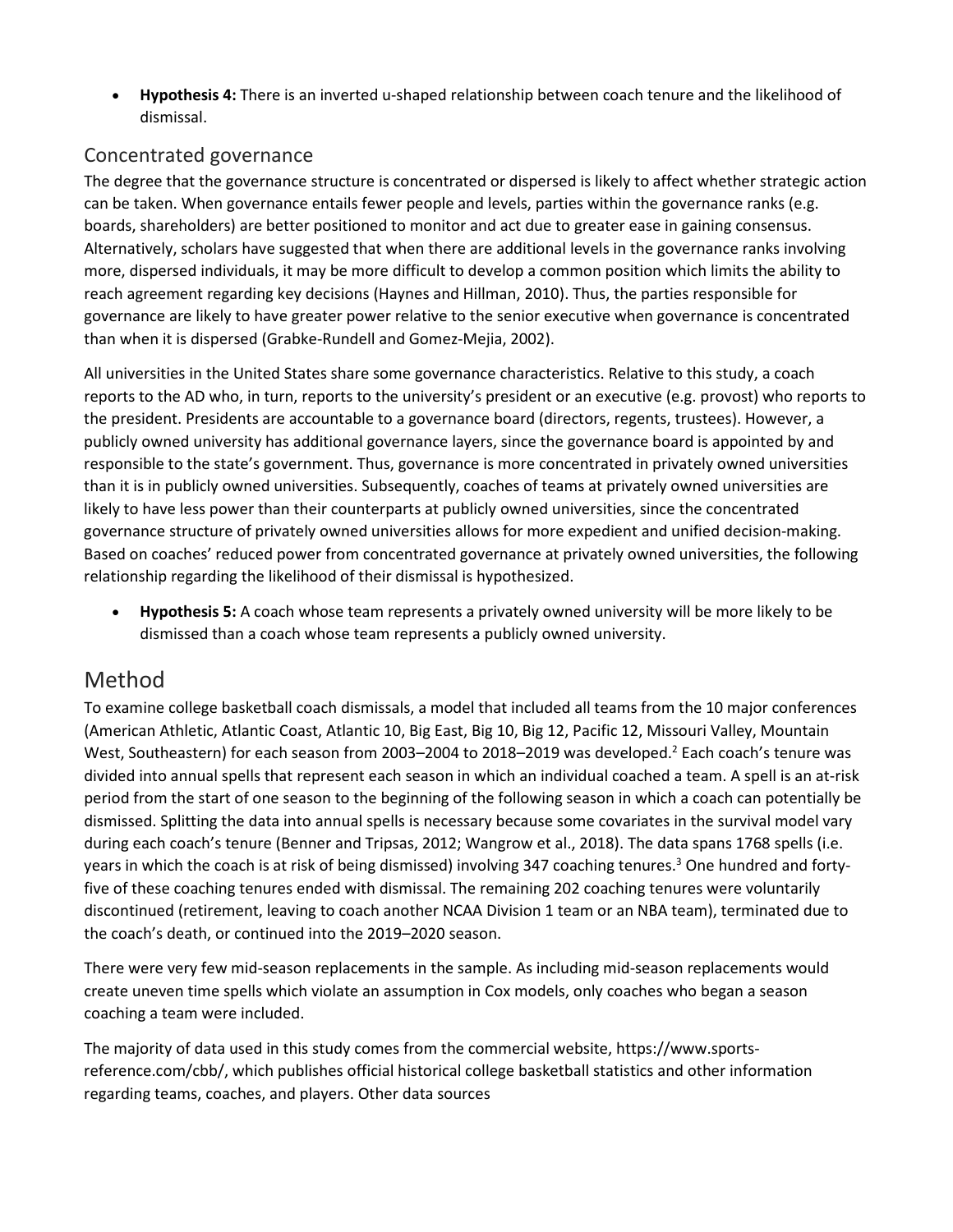- **Hypothesis 4:** There is an inverted u-shaped relationship between coach tenure and the likelihood of dismissal.

## Concentrated governance

The degree that the governance structure is concentrated or dispersed is likely to affect whether strategic action can be taken. When governance entails fewer people and levels, parties within the governance ranks (e.g. boards, shareholders) are better positioned to monitor and act due to greater ease in gaining consensus. Alternatively, scholars have suggested that when there are additional levels in the governance ranks involving more, dispersed individuals, it may be more difficult to develop a common position which limits the ability to reach agreement regarding key decisions (Haynes and Hillman, 2010). Thus, the parties responsible for governance are likely to have greater power relative to the senior executive when governance is concentrated than when it is dispersed (Grabke-Rundell and Gomez-Mejia, 2002).

All universities in the United States share some governance characteristics. Relative to this study, a coach reports to the AD who, in turn, reports to the university's president or an executive (e.g. provost) who reports to the president. Presidents are accountable to a governance board (directors, regents, trustees). However, a publicly owned university has additional governance layers, since the governance board is appointed by and responsible to the state's government. Thus, governance is more concentrated in privately owned universities than it is in publicly owned universities. Subsequently, coaches of teams at privately owned universities are likely to have less power than their counterparts at publicly owned universities, since the concentrated governance structure of privately owned universities allows for more expedient and unified decision-making. Based on coaches' reduced power from concentrated governance at privately owned universities, the following relationship regarding the likelihood of their dismissal is hypothesized.

- **Hypothesis 5:** A coach whose team represents a privately owned university will be more likely to be dismissed than a coach whose team represents a publicly owned university.

# Method

To examine college basketball coach dismissals, a model that included all teams from the 10 major conferences (American Athletic, Atlantic Coast, Atlantic 10, Big East, Big 10, Big 12, Pacific 12, Missouri Valley, Mountain West, Southeastern) for each season from 2003–2004 to 2018–2019 was developed.[2] Each coach's tenure was divided into annual spells that represent each season in which an individual coached a team. A spell is an at-risk period from the start of one season to the beginning of the following season in which a coach can potentially be dismissed. Splitting the data into annual spells is necessary because some covariates in the survival model vary during each coach's tenure (Benner and Tripsas, 2012; Wangrow et al., 2018). The data spans 1768 spells (i.e. years in which the coach is at risk of being dismissed) involving 347 coaching tenures.[3] One hundred and forty-five of these coaching tenures ended with dismissal. The remaining 202 coaching tenures were voluntarily discontinued (retirement, leaving to coach another NCAA Division 1 team or an NBA team), terminated due to the coach's death, or continued into the 2019–2020 season.

There were very few mid-season replacements in the sample. As including mid-season replacements would create uneven time spells which violate an assumption in Cox models, only coaches who began a season coaching a team were included.

The majority of data used in this study comes from the commercial website, https://www.sports-reference.com/cbb/, which publishes official historical college basketball statistics and other information regarding teams, coaches, and players. Other data sources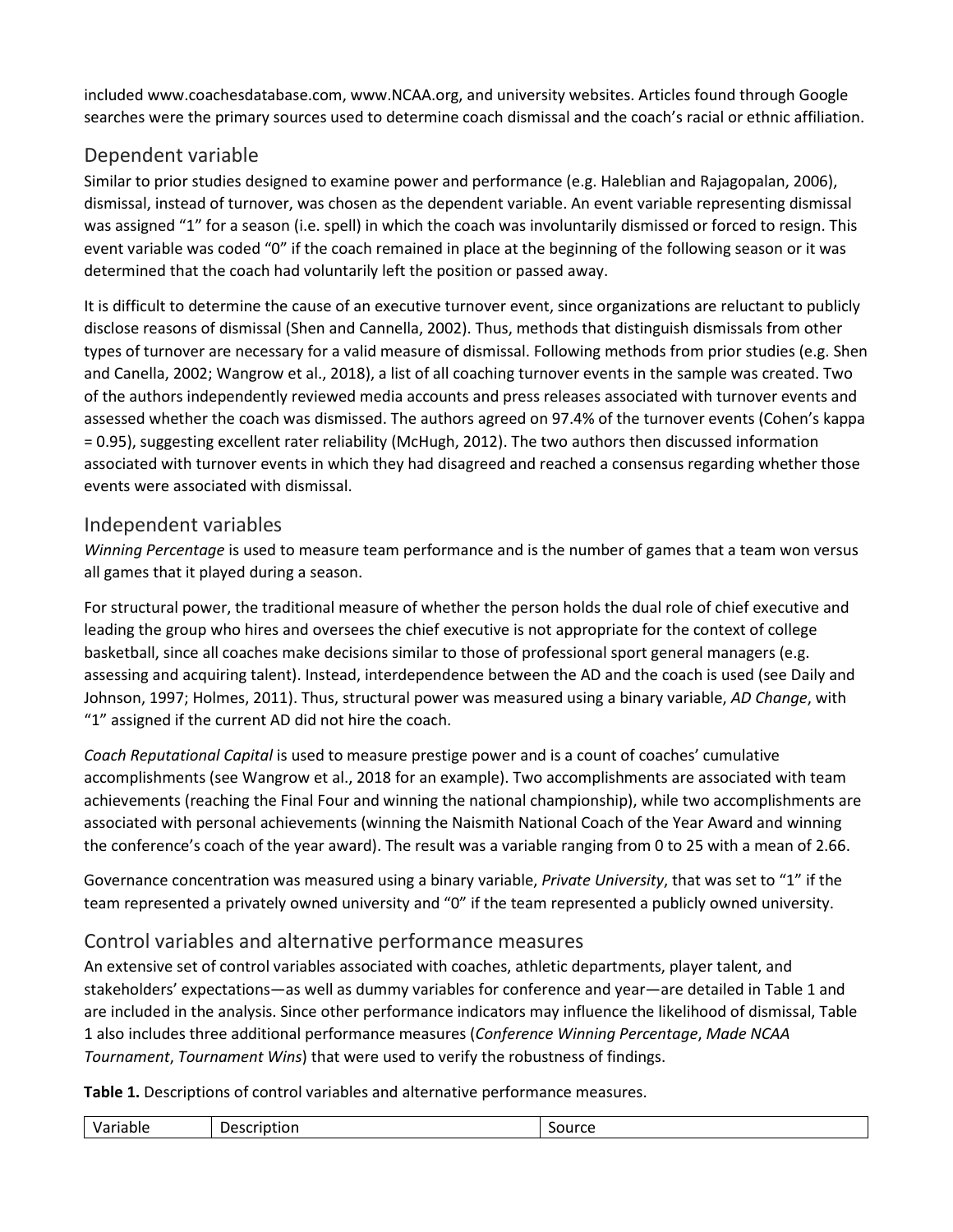included www.coachesdatabase.com, www.NCAA.org, and university websites. Articles found through Google searches were the primary sources used to determine coach dismissal and the coach's racial or ethnic affiliation.

## Dependent variable

Similar to prior studies designed to examine power and performance (e.g. Haleblian and Rajagopalan, 2006), dismissal, instead of turnover, was chosen as the dependent variable. An event variable representing dismissal was assigned "1" for a season (i.e. spell) in which the coach was involuntarily dismissed or forced to resign. This event variable was coded "0" if the coach remained in place at the beginning of the following season or it was determined that the coach had voluntarily left the position or passed away.

It is difficult to determine the cause of an executive turnover event, since organizations are reluctant to publicly disclose reasons of dismissal (Shen and Cannella, 2002). Thus, methods that distinguish dismissals from other types of turnover are necessary for a valid measure of dismissal. Following methods from prior studies (e.g. Shen and Canella, 2002; Wangrow et al., 2018), a list of all coaching turnover events in the sample was created. Two of the authors independently reviewed media accounts and press releases associated with turnover events and assessed whether the coach was dismissed. The authors agreed on 97.4% of the turnover events (Cohen's kappa = 0.95), suggesting excellent rater reliability (McHugh, 2012). The two authors then discussed information associated with turnover events in which they had disagreed and reached a consensus regarding whether those events were associated with dismissal.

## Independent variables

*Winning Percentage* is used to measure team performance and is the number of games that a team won versus all games that it played during a season.

For structural power, the traditional measure of whether the person holds the dual role of chief executive and leading the group who hires and oversees the chief executive is not appropriate for the context of college basketball, since all coaches make decisions similar to those of professional sport general managers (e.g. assessing and acquiring talent). Instead, interdependence between the AD and the coach is used (see Daily and Johnson, 1997; Holmes, 2011). Thus, structural power was measured using a binary variable, *AD Change*, with "1" assigned if the current AD did not hire the coach.

*Coach Reputational Capital* is used to measure prestige power and is a count of coaches' cumulative accomplishments (see Wangrow et al., 2018 for an example). Two accomplishments are associated with team achievements (reaching the Final Four and winning the national championship), while two accomplishments are associated with personal achievements (winning the Naismith National Coach of the Year Award and winning the conference's coach of the year award). The result was a variable ranging from 0 to 25 with a mean of 2.66.

Governance concentration was measured using a binary variable, *Private University*, that was set to "1" if the team represented a privately owned university and "0" if the team represented a publicly owned university.

## Control variables and alternative performance measures

An extensive set of control variables associated with coaches, athletic departments, player talent, and stakeholders' expectations—as well as dummy variables for conference and year—are detailed in Table 1 and are included in the analysis. Since other performance indicators may influence the likelihood of dismissal, Table 1 also includes three additional performance measures (*Conference Winning Percentage*, *Made NCAA Tournament*, *Tournament Wins*) that were used to verify the robustness of findings.

**Table 1.** Descriptions of control variables and alternative performance measures.

| Variable | Description | Source |
| --- | --- | --- |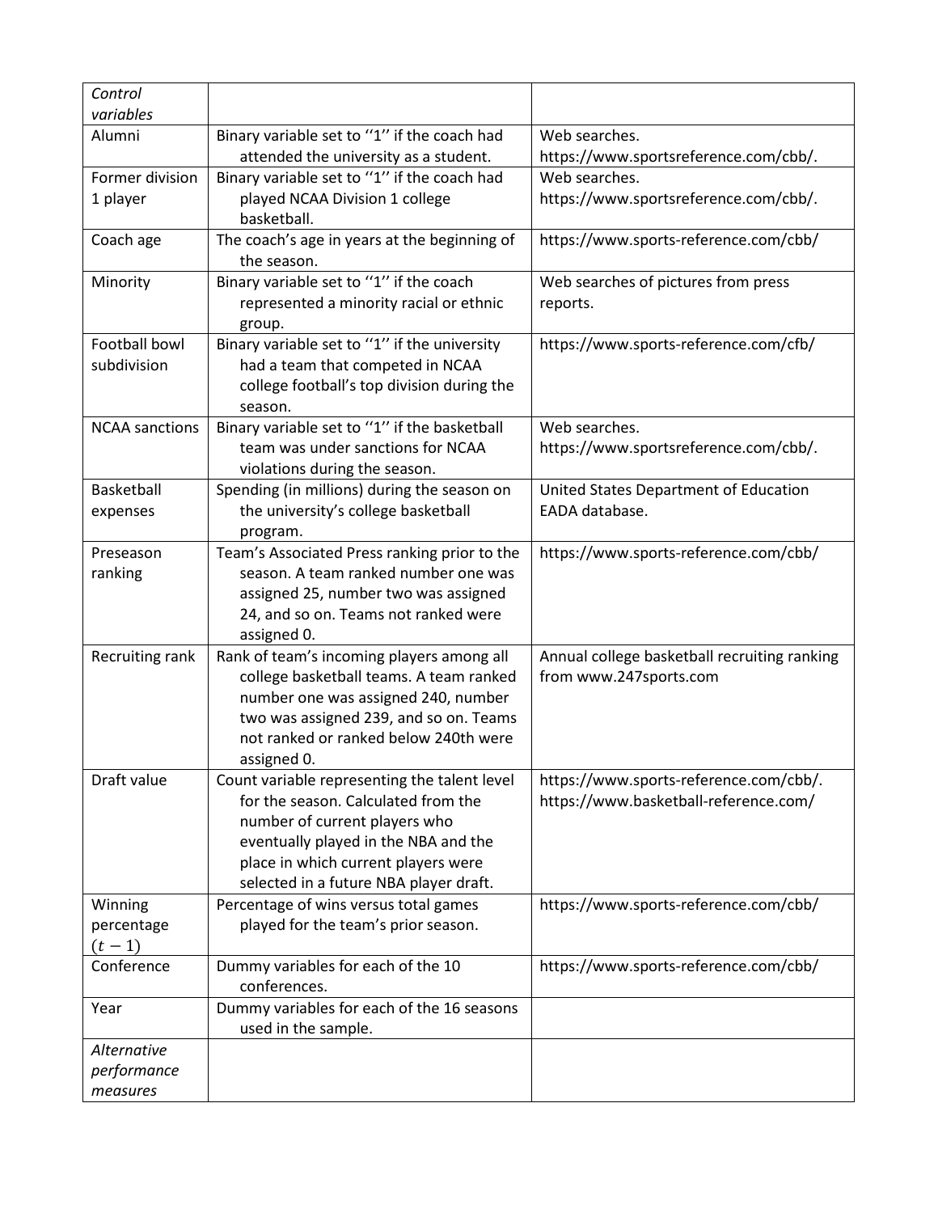| *Control variables* | | |
|---|---|---|
| Alumni | Binary variable set to ''1'' if the coach had attended the university as a student. | Web searches. https://www.sportsreference.com/cbb/. |
| Former division 1 player | Binary variable set to ''1'' if the coach had played NCAA Division 1 college basketball. | Web searches. https://www.sportsreference.com/cbb/. |
| Coach age | The coach's age in years at the beginning of the season. | https://www.sports-reference.com/cbb/ |
| Minority | Binary variable set to ''1'' if the coach represented a minority racial or ethnic group. | Web searches of pictures from press reports. |
| Football bowl subdivision | Binary variable set to ''1'' if the university had a team that competed in NCAA college football's top division during the season. | https://www.sports-reference.com/cfb/ |
| NCAA sanctions | Binary variable set to ''1'' if the basketball team was under sanctions for NCAA violations during the season. | Web searches. https://www.sportsreference.com/cbb/. |
| Basketball expenses | Spending (in millions) during the season on the university's college basketball program. | United States Department of Education EADA database. |
| Preseason ranking | Team's Associated Press ranking prior to the season. A team ranked number one was assigned 25, number two was assigned 24, and so on. Teams not ranked were assigned 0. | https://www.sports-reference.com/cbb/ |
| Recruiting rank | Rank of team's incoming players among all college basketball teams. A team ranked number one was assigned 240, number two was assigned 239, and so on. Teams not ranked or ranked below 240th were assigned 0. | Annual college basketball recruiting ranking from www.247sports.com |
| Draft value | Count variable representing the talent level for the season. Calculated from the number of current players who eventually played in the NBA and the place in which current players were selected in a future NBA player draft. | https://www.sports-reference.com/cbb/. https://www.basketball-reference.com/ |
| Winning percentage $(t-1)$ | Percentage of wins versus total games played for the team's prior season. | https://www.sports-reference.com/cbb/ |
| Conference | Dummy variables for each of the 10 conferences. | https://www.sports-reference.com/cbb/ |
| Year | Dummy variables for each of the 16 seasons used in the sample. | |
| *Alternative performance measures* | | |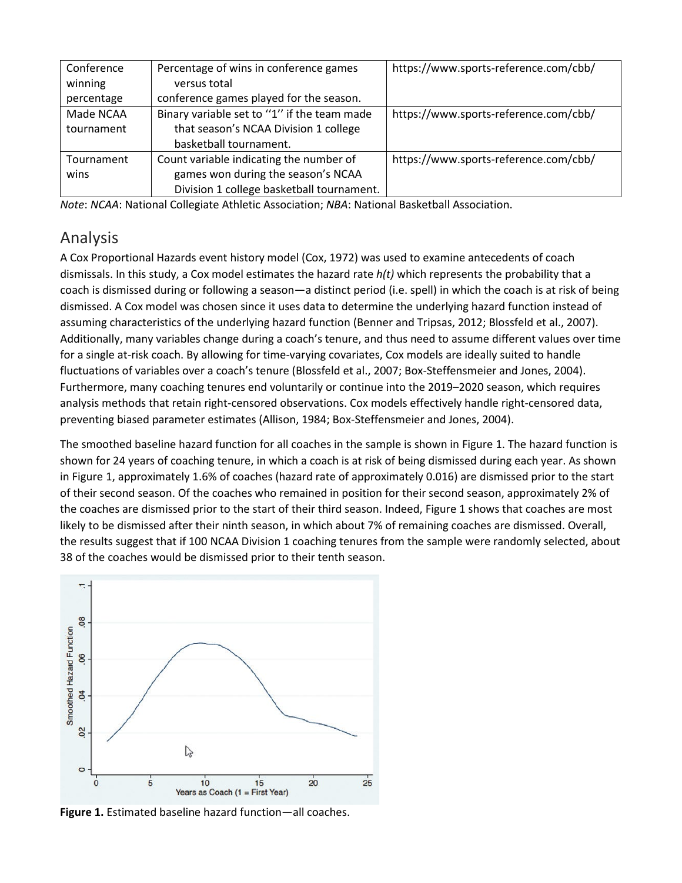| Conference winning percentage | Percentage of wins in conference games versus total conference games played for the season. | https://www.sports-reference.com/cbb/ |
|---|---|---|
| Made NCAA tournament | Binary variable set to ''1'' if the team made that season's NCAA Division 1 college basketball tournament. | https://www.sports-reference.com/cbb/ |
| Tournament wins | Count variable indicating the number of games won during the season's NCAA Division 1 college basketball tournament. | https://www.sports-reference.com/cbb/ |

*Note*: *NCAA*: National Collegiate Athletic Association; *NBA*: National Basketball Association.

## Analysis

A Cox Proportional Hazards event history model (Cox, 1972) was used to examine antecedents of coach dismissals. In this study, a Cox model estimates the hazard rate *h(t)* which represents the probability that a coach is dismissed during or following a season—a distinct period (i.e. spell) in which the coach is at risk of being dismissed. A Cox model was chosen since it uses data to determine the underlying hazard function instead of assuming characteristics of the underlying hazard function (Benner and Tripsas, 2012; Blossfeld et al., 2007). Additionally, many variables change during a coach's tenure, and thus need to assume different values over time for a single at-risk coach. By allowing for time-varying covariates, Cox models are ideally suited to handle fluctuations of variables over a coach's tenure (Blossfeld et al., 2007; Box-Steffensmeier and Jones, 2004). Furthermore, many coaching tenures end voluntarily or continue into the 2019–2020 season, which requires analysis methods that retain right-censored observations. Cox models effectively handle right-censored data, preventing biased parameter estimates (Allison, 1984; Box-Steffensmeier and Jones, 2004).

The smoothed baseline hazard function for all coaches in the sample is shown in Figure 1. The hazard function is shown for 24 years of coaching tenure, in which a coach is at risk of being dismissed during each year. As shown in Figure 1, approximately 1.6% of coaches (hazard rate of approximately 0.016) are dismissed prior to the start of their second season. Of the coaches who remained in position for their second season, approximately 2% of the coaches are dismissed prior to the start of their third season. Indeed, Figure 1 shows that coaches are most likely to be dismissed after their ninth season, in which about 7% of remaining coaches are dismissed. Overall, the results suggest that if 100 NCAA Division 1 coaching tenures from the sample were randomly selected, about 38 of the coaches would be dismissed prior to their tenth season.

**Figure 1.** Estimated baseline hazard function—all coaches.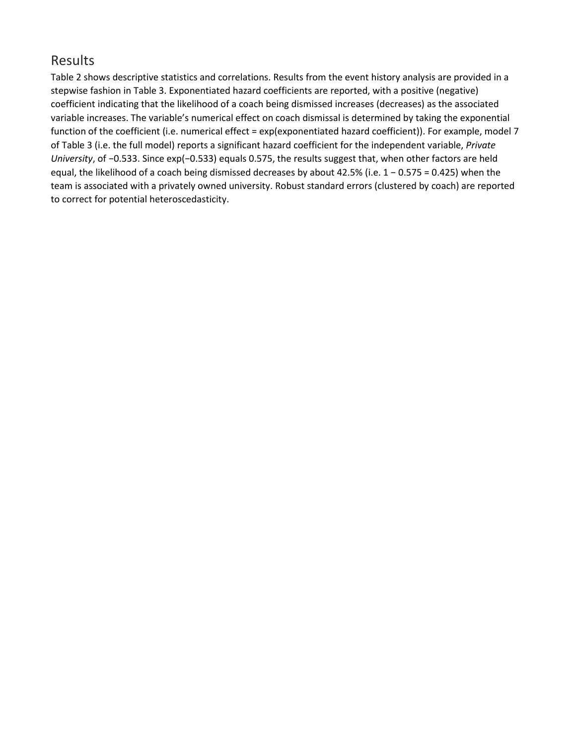## Results

Table 2 shows descriptive statistics and correlations. Results from the event history analysis are provided in a stepwise fashion in Table 3. Exponentiated hazard coefficients are reported, with a positive (negative) coefficient indicating that the likelihood of a coach being dismissed increases (decreases) as the associated variable increases. The variable's numerical effect on coach dismissal is determined by taking the exponential function of the coefficient (i.e. numerical effect = exp(exponentiated hazard coefficient)). For example, model 7 of Table 3 (i.e. the full model) reports a significant hazard coefficient for the independent variable, *Private University*, of −0.533. Since exp(−0.533) equals 0.575, the results suggest that, when other factors are held equal, the likelihood of a coach being dismissed decreases by about 42.5% (i.e. 1 − 0.575 = 0.425) when the team is associated with a privately owned university. Robust standard errors (clustered by coach) are reported to correct for potential heteroscedasticity.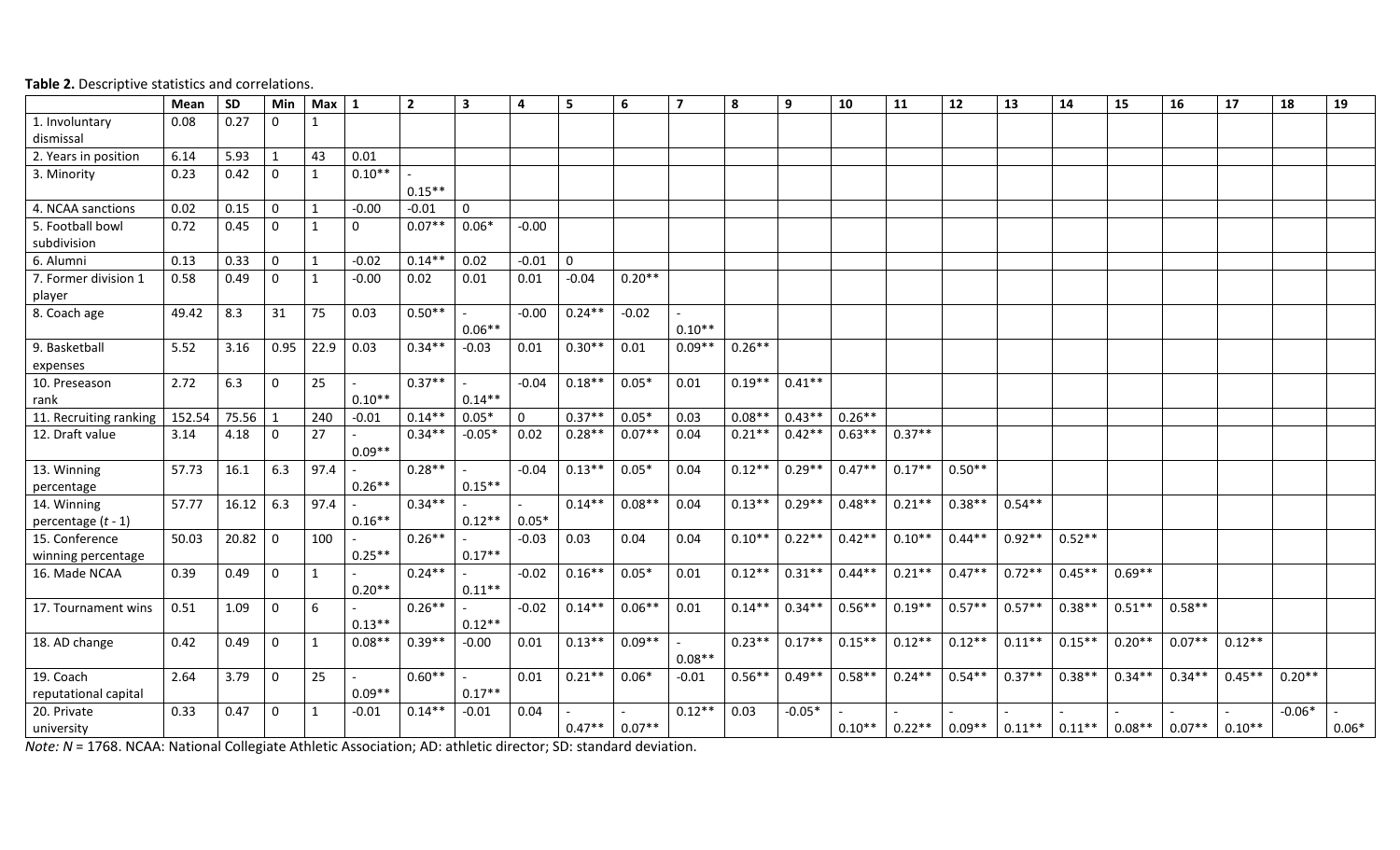**Table 2.** Descriptive statistics and correlations.

| | Mean | SD | Min | Max | 1 | 2 | 3 | 4 | 5 | 6 | 7 | 8 | 9 | 10 | 11 | 12 | 13 | 14 | 15 | 16 | 17 | 18 | 19 |
|---|---|---|---|---|---|---|---|---|---|---|---|---|---|---|---|---|---|---|---|---|---|---|---|
| 1. Involuntary dismissal | 0.08 | 0.27 | 0 | 1 | | | | | | | | | | | | | | | | | | | |
| 2. Years in position | 6.14 | 5.93 | 1 | 43 | 0.01 | | | | | | | | | | | | | | | | | | |
| 3. Minority | 0.23 | 0.42 | 0 | 1 | 0.10** | -0.15** | | | | | | | | | | | | | | | | | |
| 4. NCAA sanctions | 0.02 | 0.15 | 0 | 1 | -0.00 | -0.01 | 0 | | | | | | | | | | | | | | | | |
| 5. Football bowl subdivision | 0.72 | 0.45 | 0 | 1 | 0 | 0.07** | 0.06* | -0.00 | | | | | | | | | | | | | | | |
| 6. Alumni | 0.13 | 0.33 | 0 | 1 | -0.02 | 0.14** | 0.02 | -0.01 | 0 | | | | | | | | | | | | | | |
| 7. Former division 1 player | 0.58 | 0.49 | 0 | 1 | -0.00 | 0.02 | 0.01 | 0.01 | -0.04 | 0.20** | | | | | | | | | | | | | |
| 8. Coach age | 49.42 | 8.3 | 31 | 75 | 0.03 | 0.50** | -0.06** | -0.00 | 0.24** | -0.02 | -0.10** | | | | | | | | | | | | |
| 9. Basketball expenses | 5.52 | 3.16 | 0.95 | 22.9 | 0.03 | 0.34** | -0.03 | 0.01 | 0.30** | 0.01 | 0.09** | 0.26** | | | | | | | | | | | |
| 10. Preseason rank | 2.72 | 6.3 | 0 | 25 | -0.10** | 0.37** | -0.14** | -0.04 | 0.18** | 0.05* | 0.01 | 0.19** | 0.41** | | | | | | | | | | |
| 11. Recruiting ranking | 152.54 | 75.56 | 1 | 240 | -0.01 | 0.14** | 0.05* | 0 | 0.37** | 0.05* | 0.03 | 0.08** | 0.43** | 0.26** | | | | | | | | | |
| 12. Draft value | 3.14 | 4.18 | 0 | 27 | -0.09** | 0.34** | -0.05* | 0.02 | 0.28** | 0.07** | 0.04 | 0.21** | 0.42** | 0.63** | 0.37** | | | | | | | | |
| 13. Winning percentage | 57.73 | 16.1 | 6.3 | 97.4 | -0.26** | 0.28** | -0.15** | -0.04 | 0.13** | 0.05* | 0.04 | 0.12** | 0.29** | 0.47** | 0.17** | 0.50** | | | | | | | |
| 14. Winning percentage ($t$ - 1) | 57.77 | 16.12 | 6.3 | 97.4 | -0.16** | 0.34** | -0.12** | -0.05* | 0.14** | 0.08** | 0.04 | 0.13** | 0.29** | 0.48** | 0.21** | 0.38** | 0.54** | | | | | | |
| 15. Conference winning percentage | 50.03 | 20.82 | 0 | 100 | -0.25** | 0.26** | -0.17** | -0.03 | 0.03 | 0.04 | 0.04 | 0.10** | 0.22** | 0.42** | 0.10** | 0.44** | 0.92** | 0.52** | | | | | |
| 16. Made NCAA | 0.39 | 0.49 | 0 | 1 | -0.20** | 0.24** | -0.11** | -0.02 | 0.16** | 0.05* | 0.01 | 0.12** | 0.31** | 0.44** | 0.21** | 0.47** | 0.72** | 0.45** | 0.69** | | | | |
| 17. Tournament wins | 0.51 | 1.09 | 0 | 6 | -0.13** | 0.26** | -0.12** | -0.02 | 0.14** | 0.06** | 0.01 | 0.14** | 0.34** | 0.56** | 0.19** | 0.57** | 0.57** | 0.38** | 0.51** | 0.58** | | | |
| 18. AD change | 0.42 | 0.49 | 0 | 1 | 0.08** | 0.39** | -0.00 | 0.01 | 0.13** | 0.09** | -0.08** | 0.23** | 0.17** | 0.15** | 0.12** | 0.12** | 0.11** | 0.15** | 0.20** | 0.07** | 0.12** | | |
| 19. Coach reputational capital | 2.64 | 3.79 | 0 | 25 | -0.09** | 0.60** | -0.17** | 0.01 | 0.21** | 0.06* | -0.01 | 0.56** | 0.49** | 0.58** | 0.24** | 0.54** | 0.37** | 0.38** | 0.34** | 0.34** | 0.45** | 0.20** | |
| 20. Private university | 0.33 | 0.47 | 0 | 1 | -0.01 | 0.14** | -0.01 | 0.04 | -0.47** | 0.07** | 0.12** | 0.03 | -0.05* | -0.10** | -0.22** | -0.09** | -0.11** | -0.11** | -0.08** | -0.07** | -0.10** | -0.06* | -0.06* |

*Note: N* = 1768. NCAA: National Collegiate Athletic Association; AD: athletic director; SD: standard deviation.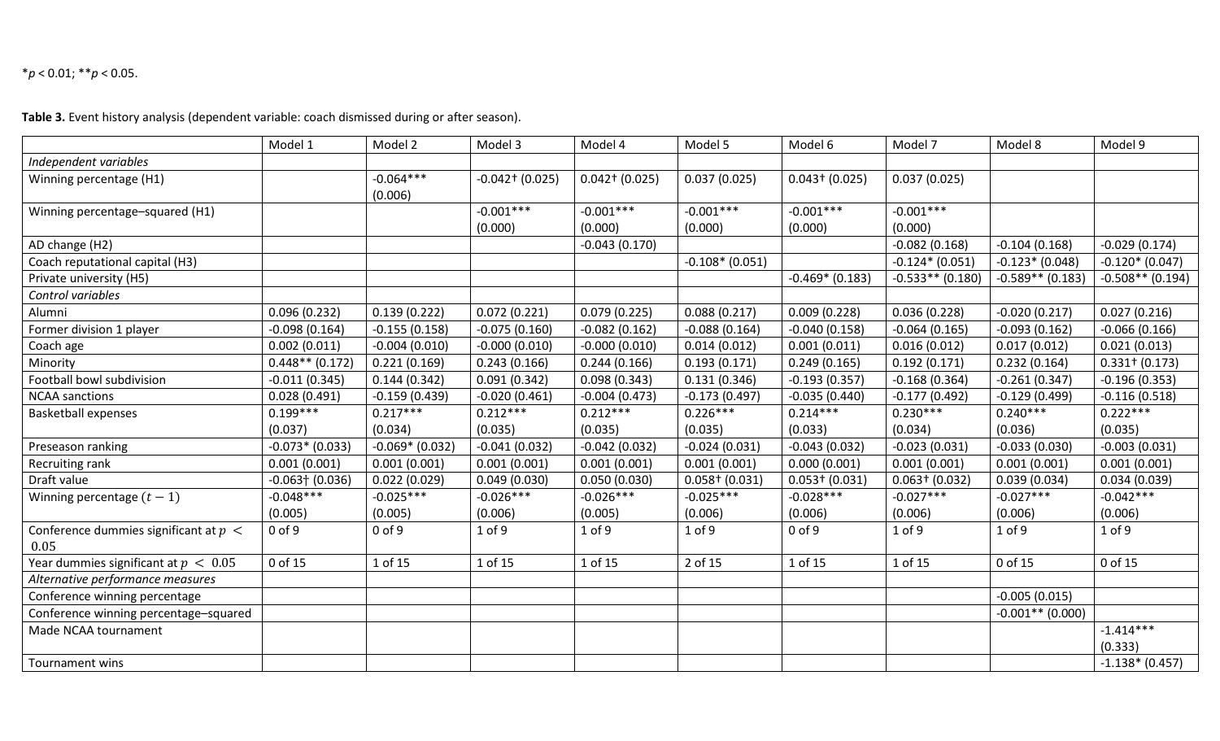*$p$ < 0.01; **$p$ < 0.05.

**Table 3.** Event history analysis (dependent variable: coach dismissed during or after season).

| | Model 1 | Model 2 | Model 3 | Model 4 | Model 5 | Model 6 | Model 7 | Model 8 | Model 9 |
|---|---|---|---|---|---|---|---|---|---|
| *Independent variables* | | | | | | | | | |
| Winning percentage (H1) | | -0.064*** (0.006) | -0.042† (0.025) | 0.042† (0.025) | 0.037 (0.025) | 0.043† (0.025) | 0.037 (0.025) | | |
| Winning percentage–squared (H1) | | | -0.001*** (0.000) | -0.001*** (0.000) | -0.001*** (0.000) | -0.001*** (0.000) | -0.001*** (0.000) | | |
| AD change (H2) | | | | -0.043 (0.170) | | | -0.082 (0.168) | -0.104 (0.168) | -0.029 (0.174) |
| Coach reputational capital (H3) | | | | | -0.108* (0.051) | | -0.124* (0.051) | -0.123* (0.048) | -0.120* (0.047) |
| Private university (H5) | | | | | | -0.469* (0.183) | -0.533** (0.180) | -0.589** (0.183) | -0.508** (0.194) |
| *Control variables* | | | | | | | | | |
| Alumni | 0.096 (0.232) | 0.139 (0.222) | 0.072 (0.221) | 0.079 (0.225) | 0.088 (0.217) | 0.009 (0.228) | 0.036 (0.228) | -0.020 (0.217) | 0.027 (0.216) |
| Former division 1 player | -0.098 (0.164) | -0.155 (0.158) | -0.075 (0.160) | -0.082 (0.162) | -0.088 (0.164) | -0.040 (0.158) | -0.064 (0.165) | -0.093 (0.162) | -0.066 (0.166) |
| Coach age | 0.002 (0.011) | -0.004 (0.010) | -0.000 (0.010) | -0.000 (0.010) | 0.014 (0.012) | 0.001 (0.011) | 0.016 (0.012) | 0.017 (0.012) | 0.021 (0.013) |
| Minority | 0.448** (0.172) | 0.221 (0.169) | 0.243 (0.166) | 0.244 (0.166) | 0.193 (0.171) | 0.249 (0.165) | 0.192 (0.171) | 0.232 (0.164) | 0.331† (0.173) |
| Football bowl subdivision | -0.011 (0.345) | 0.144 (0.342) | 0.091 (0.342) | 0.098 (0.343) | 0.131 (0.346) | -0.193 (0.357) | -0.168 (0.364) | -0.261 (0.347) | -0.196 (0.353) |
| NCAA sanctions | 0.028 (0.491) | -0.159 (0.439) | -0.020 (0.461) | -0.004 (0.473) | -0.173 (0.497) | -0.035 (0.440) | -0.177 (0.492) | -0.129 (0.499) | -0.116 (0.518) |
| Basketball expenses | 0.199*** (0.037) | 0.217*** (0.034) | 0.212*** (0.035) | 0.212*** (0.035) | 0.226*** (0.035) | 0.214*** (0.033) | 0.230*** (0.034) | 0.240*** (0.036) | 0.222*** (0.035) |
| Preseason ranking | -0.073* (0.033) | -0.069* (0.032) | -0.041 (0.032) | -0.042 (0.032) | -0.024 (0.031) | -0.043 (0.032) | -0.023 (0.031) | -0.033 (0.030) | -0.003 (0.031) |
| Recruiting rank | 0.001 (0.001) | 0.001 (0.001) | 0.001 (0.001) | 0.001 (0.001) | 0.001 (0.001) | 0.000 (0.001) | 0.001 (0.001) | 0.001 (0.001) | 0.001 (0.001) |
| Draft value | -0.063† (0.036) | 0.022 (0.029) | 0.049 (0.030) | 0.050 (0.030) | 0.058† (0.031) | 0.053† (0.031) | 0.063† (0.032) | 0.039 (0.034) | 0.034 (0.039) |
| Winning percentage $(t-1)$ | -0.048*** (0.005) | -0.025*** (0.005) | -0.026*** (0.006) | -0.026*** (0.005) | -0.025*** (0.006) | -0.028*** (0.006) | -0.027*** (0.006) | -0.027*** (0.006) | -0.042*** (0.006) |
| Conference dummies significant at $p < 0.05$ | 0 of 9 | 0 of 9 | 1 of 9 | 1 of 9 | 1 of 9 | 0 of 9 | 1 of 9 | 1 of 9 | 1 of 9 |
| Year dummies significant at $p < 0.05$ | 0 of 15 | 1 of 15 | 1 of 15 | 1 of 15 | 2 of 15 | 1 of 15 | 1 of 15 | 0 of 15 | 0 of 15 |
| *Alternative performance measures* | | | | | | | | | |
| Conference winning percentage | | | | | | | | -0.005 (0.015) | |
| Conference winning percentage–squared | | | | | | | | -0.001** (0.000) | |
| Made NCAA tournament | | | | | | | | | -1.414*** (0.333) |
| Tournament wins | | | | | | | | | -1.138* (0.457) |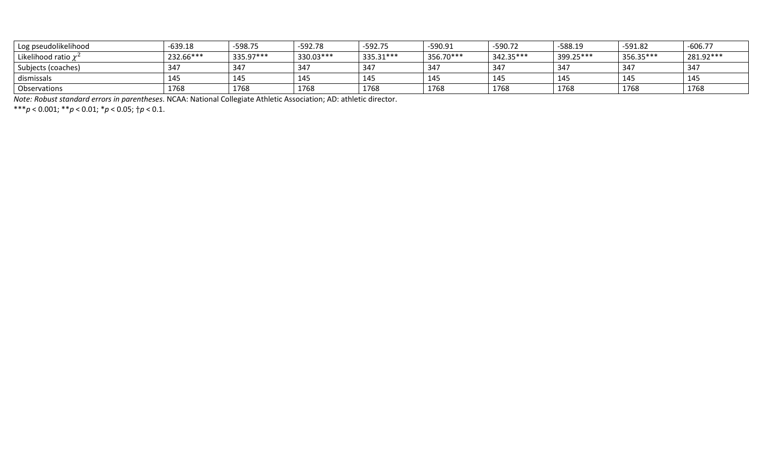| | | | | | | | | | |
|---|---|---|---|---|---|---|---|---|---|
| Log pseudolikelihood | -639.18 | -598.75 | -592.78 | -592.75 | -590.91 | -590.72 | -588.19 | -591.82 | -606.77 |
| Likelihood ratio $\chi^2$ | 232.66*** | 335.97*** | 330.03*** | 335.31*** | 356.70*** | 342.35*** | 399.25*** | 356.35*** | 281.92*** |
| Subjects (coaches) | 347 | 347 | 347 | 347 | 347 | 347 | 347 | 347 | 347 |
| dismissals | 145 | 145 | 145 | 145 | 145 | 145 | 145 | 145 | 145 |
| Observations | 1768 | 1768 | 1768 | 1768 | 1768 | 1768 | 1768 | 1768 | 1768 |

*Note: Robust standard errors in parentheses*. NCAA: National Collegiate Athletic Association; AD: athletic director.

***$p < 0.001$; **$p < 0.01$; *$p < 0.05$; †$p < 0.1$.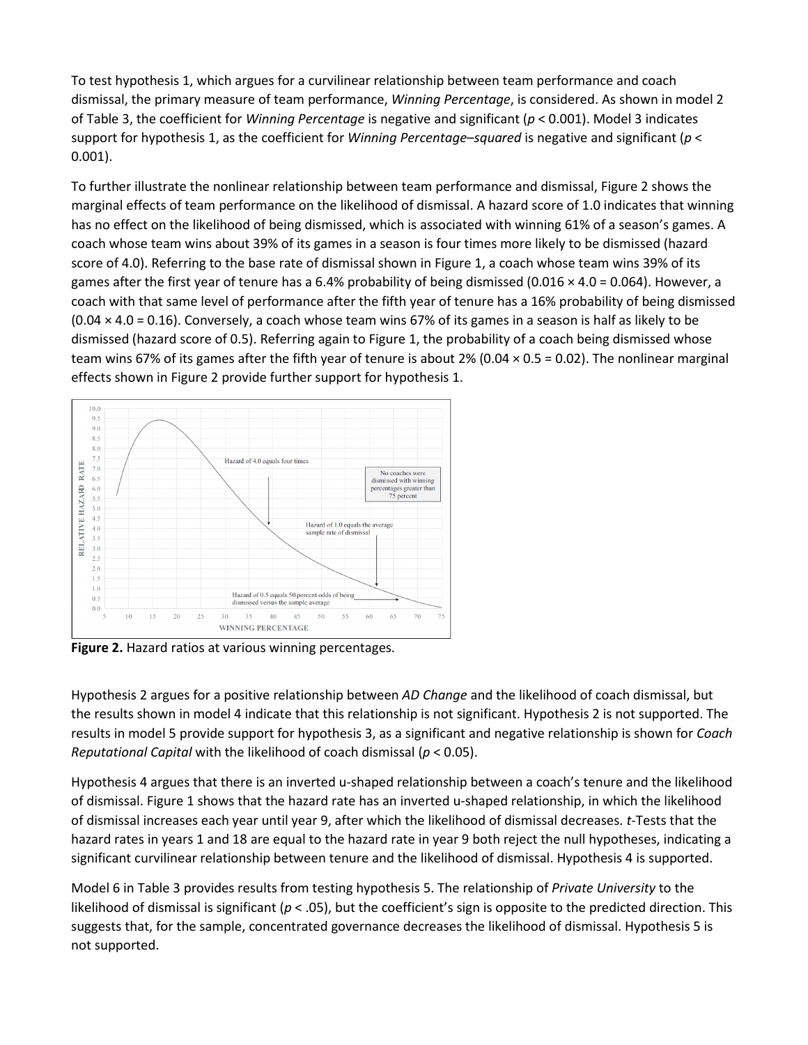To test hypothesis 1, which argues for a curvilinear relationship between team performance and coach dismissal, the primary measure of team performance, *Winning Percentage*, is considered. As shown in model 2 of Table 3, the coefficient for *Winning Percentage* is negative and significant ($p < 0.001$). Model 3 indicates support for hypothesis 1, as the coefficient for *Winning Percentage–squared* is negative and significant ($p < 0.001$).

To further illustrate the nonlinear relationship between team performance and dismissal, Figure 2 shows the marginal effects of team performance on the likelihood of dismissal. A hazard score of 1.0 indicates that winning has no effect on the likelihood of being dismissed, which is associated with winning 61% of a season's games. A coach whose team wins about 39% of its games in a season is four times more likely to be dismissed (hazard score of 4.0). Referring to the base rate of dismissal shown in Figure 1, a coach whose team wins 39% of its games after the first year of tenure has a 6.4% probability of being dismissed ($0.016 \times 4.0 = 0.064$). However, a coach with that same level of performance after the fifth year of tenure has a 16% probability of being dismissed ($0.04 \times 4.0 = 0.16$). Conversely, a coach whose team wins 67% of its games in a season is half as likely to be dismissed (hazard score of 0.5). Referring again to Figure 1, the probability of a coach being dismissed whose team wins 67% of its games after the fifth year of tenure is about 2% ($0.04 \times 0.5 = 0.02$). The nonlinear marginal effects shown in Figure 2 provide further support for hypothesis 1.

**Figure 2.** Hazard ratios at various winning percentages.

Hypothesis 2 argues for a positive relationship between *AD Change* and the likelihood of coach dismissal, but the results shown in model 4 indicate that this relationship is not significant. Hypothesis 2 is not supported. The results in model 5 provide support for hypothesis 3, as a significant and negative relationship is shown for *Coach Reputational Capital* with the likelihood of coach dismissal ($p < 0.05$).

Hypothesis 4 argues that there is an inverted u-shaped relationship between a coach's tenure and the likelihood of dismissal. Figure 1 shows that the hazard rate has an inverted u-shaped relationship, in which the likelihood of dismissal increases each year until year 9, after which the likelihood of dismissal decreases. *t*-Tests that the hazard rates in years 1 and 18 are equal to the hazard rate in year 9 both reject the null hypotheses, indicating a significant curvilinear relationship between tenure and the likelihood of dismissal. Hypothesis 4 is supported.

Model 6 in Table 3 provides results from testing hypothesis 5. The relationship of *Private University* to the likelihood of dismissal is significant ($p < .05$), but the coefficient's sign is opposite to the predicted direction. This suggests that, for the sample, concentrated governance decreases the likelihood of dismissal. Hypothesis 5 is not supported.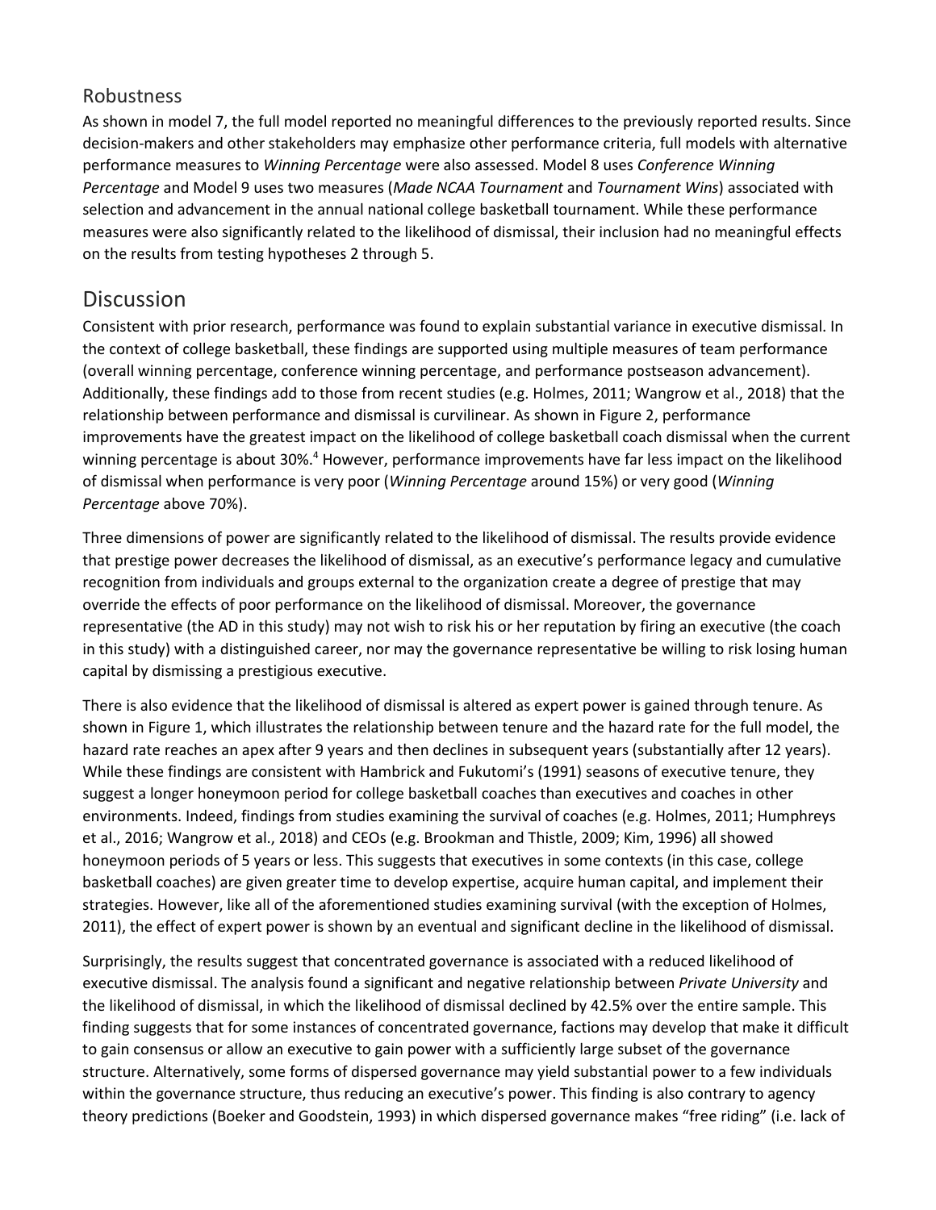## Robustness

As shown in model 7, the full model reported no meaningful differences to the previously reported results. Since decision-makers and other stakeholders may emphasize other performance criteria, full models with alternative performance measures to *Winning Percentage* were also assessed. Model 8 uses *Conference Winning Percentage* and Model 9 uses two measures (*Made NCAA Tournament* and *Tournament Wins*) associated with selection and advancement in the annual national college basketball tournament. While these performance measures were also significantly related to the likelihood of dismissal, their inclusion had no meaningful effects on the results from testing hypotheses 2 through 5.

## Discussion

Consistent with prior research, performance was found to explain substantial variance in executive dismissal. In the context of college basketball, these findings are supported using multiple measures of team performance (overall winning percentage, conference winning percentage, and performance postseason advancement). Additionally, these findings add to those from recent studies (e.g. Holmes, 2011; Wangrow et al., 2018) that the relationship between performance and dismissal is curvilinear. As shown in Figure 2, performance improvements have the greatest impact on the likelihood of college basketball coach dismissal when the current winning percentage is about 30%.[4] However, performance improvements have far less impact on the likelihood of dismissal when performance is very poor (*Winning Percentage* around 15%) or very good (*Winning Percentage* above 70%).

Three dimensions of power are significantly related to the likelihood of dismissal. The results provide evidence that prestige power decreases the likelihood of dismissal, as an executive's performance legacy and cumulative recognition from individuals and groups external to the organization create a degree of prestige that may override the effects of poor performance on the likelihood of dismissal. Moreover, the governance representative (the AD in this study) may not wish to risk his or her reputation by firing an executive (the coach in this study) with a distinguished career, nor may the governance representative be willing to risk losing human capital by dismissing a prestigious executive.

There is also evidence that the likelihood of dismissal is altered as expert power is gained through tenure. As shown in Figure 1, which illustrates the relationship between tenure and the hazard rate for the full model, the hazard rate reaches an apex after 9 years and then declines in subsequent years (substantially after 12 years). While these findings are consistent with Hambrick and Fukutomi's (1991) seasons of executive tenure, they suggest a longer honeymoon period for college basketball coaches than executives and coaches in other environments. Indeed, findings from studies examining the survival of coaches (e.g. Holmes, 2011; Humphreys et al., 2016; Wangrow et al., 2018) and CEOs (e.g. Brookman and Thistle, 2009; Kim, 1996) all showed honeymoon periods of 5 years or less. This suggests that executives in some contexts (in this case, college basketball coaches) are given greater time to develop expertise, acquire human capital, and implement their strategies. However, like all of the aforementioned studies examining survival (with the exception of Holmes, 2011), the effect of expert power is shown by an eventual and significant decline in the likelihood of dismissal.

Surprisingly, the results suggest that concentrated governance is associated with a reduced likelihood of executive dismissal. The analysis found a significant and negative relationship between *Private University* and the likelihood of dismissal, in which the likelihood of dismissal declined by 42.5% over the entire sample. This finding suggests that for some instances of concentrated governance, factions may develop that make it difficult to gain consensus or allow an executive to gain power with a sufficiently large subset of the governance structure. Alternatively, some forms of dispersed governance may yield substantial power to a few individuals within the governance structure, thus reducing an executive's power. This finding is also contrary to agency theory predictions (Boeker and Goodstein, 1993) in which dispersed governance makes "free riding" (i.e. lack of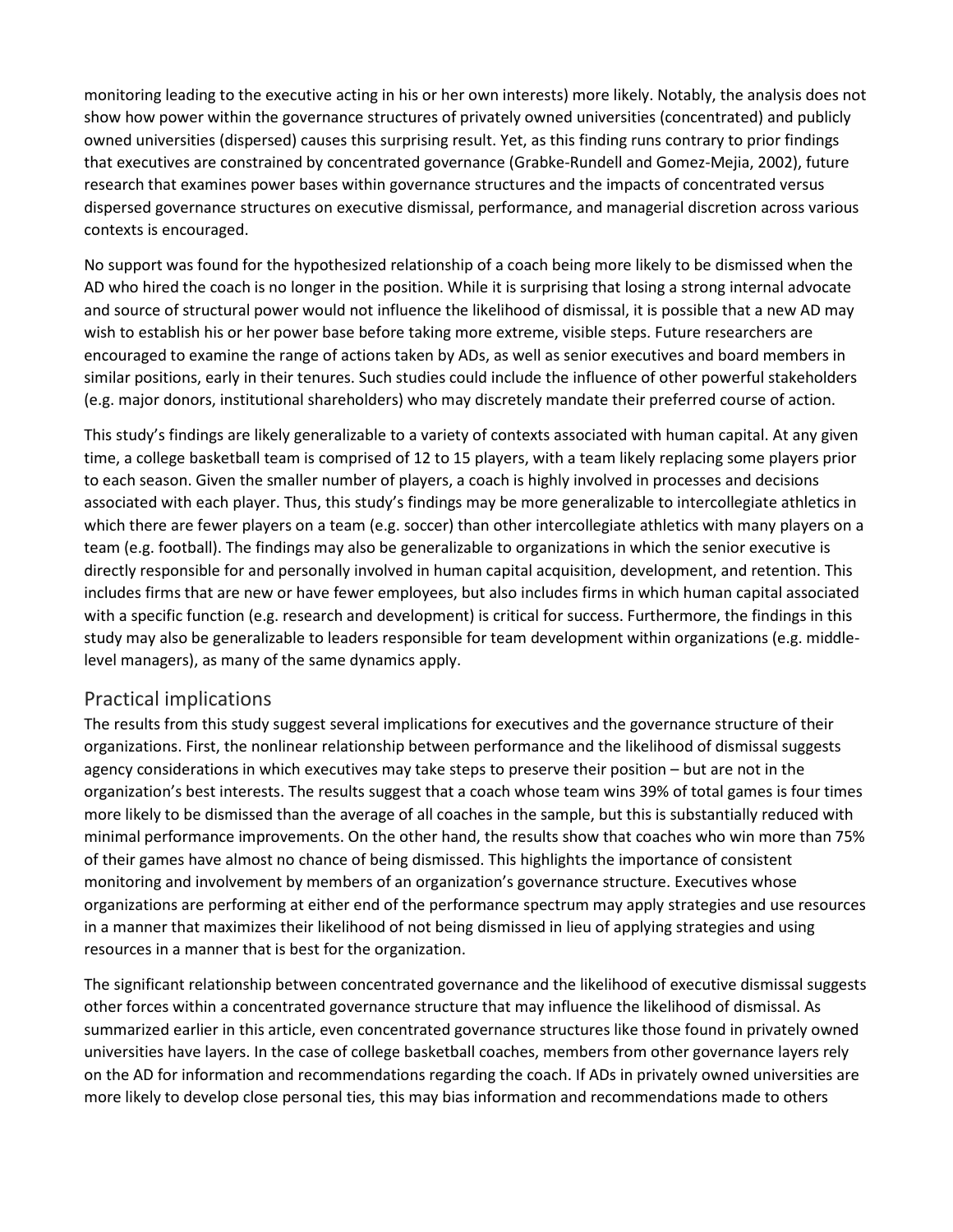monitoring leading to the executive acting in his or her own interests) more likely. Notably, the analysis does not show how power within the governance structures of privately owned universities (concentrated) and publicly owned universities (dispersed) causes this surprising result. Yet, as this finding runs contrary to prior findings that executives are constrained by concentrated governance (Grabke-Rundell and Gomez-Mejia, 2002), future research that examines power bases within governance structures and the impacts of concentrated versus dispersed governance structures on executive dismissal, performance, and managerial discretion across various contexts is encouraged.

No support was found for the hypothesized relationship of a coach being more likely to be dismissed when the AD who hired the coach is no longer in the position. While it is surprising that losing a strong internal advocate and source of structural power would not influence the likelihood of dismissal, it is possible that a new AD may wish to establish his or her power base before taking more extreme, visible steps. Future researchers are encouraged to examine the range of actions taken by ADs, as well as senior executives and board members in similar positions, early in their tenures. Such studies could include the influence of other powerful stakeholders (e.g. major donors, institutional shareholders) who may discretely mandate their preferred course of action.

This study's findings are likely generalizable to a variety of contexts associated with human capital. At any given time, a college basketball team is comprised of 12 to 15 players, with a team likely replacing some players prior to each season. Given the smaller number of players, a coach is highly involved in processes and decisions associated with each player. Thus, this study's findings may be more generalizable to intercollegiate athletics in which there are fewer players on a team (e.g. soccer) than other intercollegiate athletics with many players on a team (e.g. football). The findings may also be generalizable to organizations in which the senior executive is directly responsible for and personally involved in human capital acquisition, development, and retention. This includes firms that are new or have fewer employees, but also includes firms in which human capital associated with a specific function (e.g. research and development) is critical for success. Furthermore, the findings in this study may also be generalizable to leaders responsible for team development within organizations (e.g. middle-level managers), as many of the same dynamics apply.

## Practical implications

The results from this study suggest several implications for executives and the governance structure of their organizations. First, the nonlinear relationship between performance and the likelihood of dismissal suggests agency considerations in which executives may take steps to preserve their position – but are not in the organization's best interests. The results suggest that a coach whose team wins 39% of total games is four times more likely to be dismissed than the average of all coaches in the sample, but this is substantially reduced with minimal performance improvements. On the other hand, the results show that coaches who win more than 75% of their games have almost no chance of being dismissed. This highlights the importance of consistent monitoring and involvement by members of an organization's governance structure. Executives whose organizations are performing at either end of the performance spectrum may apply strategies and use resources in a manner that maximizes their likelihood of not being dismissed in lieu of applying strategies and using resources in a manner that is best for the organization.

The significant relationship between concentrated governance and the likelihood of executive dismissal suggests other forces within a concentrated governance structure that may influence the likelihood of dismissal. As summarized earlier in this article, even concentrated governance structures like those found in privately owned universities have layers. In the case of college basketball coaches, members from other governance layers rely on the AD for information and recommendations regarding the coach. If ADs in privately owned universities are more likely to develop close personal ties, this may bias information and recommendations made to others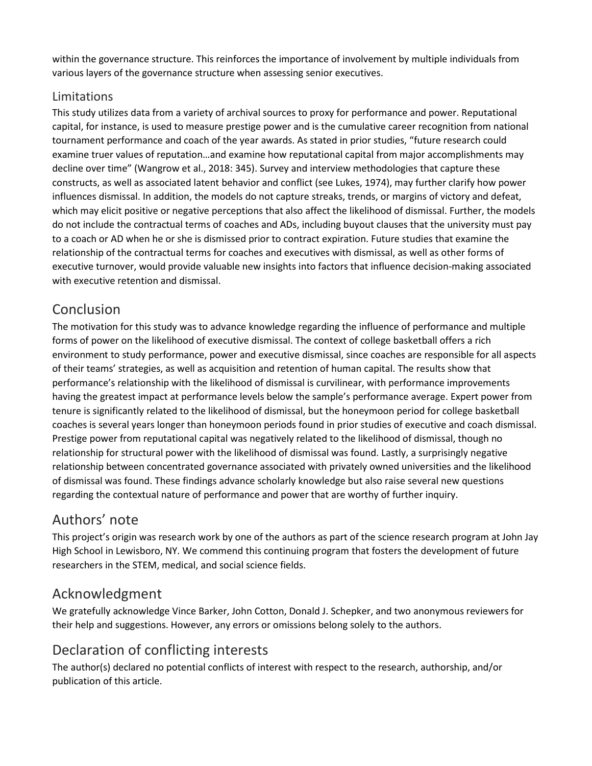within the governance structure. This reinforces the importance of involvement by multiple individuals from various layers of the governance structure when assessing senior executives.

### Limitations

This study utilizes data from a variety of archival sources to proxy for performance and power. Reputational capital, for instance, is used to measure prestige power and is the cumulative career recognition from national tournament performance and coach of the year awards. As stated in prior studies, "future research could examine truer values of reputation…and examine how reputational capital from major accomplishments may decline over time" (Wangrow et al., 2018: 345). Survey and interview methodologies that capture these constructs, as well as associated latent behavior and conflict (see Lukes, 1974), may further clarify how power influences dismissal. In addition, the models do not capture streaks, trends, or margins of victory and defeat, which may elicit positive or negative perceptions that also affect the likelihood of dismissal. Further, the models do not include the contractual terms of coaches and ADs, including buyout clauses that the university must pay to a coach or AD when he or she is dismissed prior to contract expiration. Future studies that examine the relationship of the contractual terms for coaches and executives with dismissal, as well as other forms of executive turnover, would provide valuable new insights into factors that influence decision-making associated with executive retention and dismissal.

## Conclusion

The motivation for this study was to advance knowledge regarding the influence of performance and multiple forms of power on the likelihood of executive dismissal. The context of college basketball offers a rich environment to study performance, power and executive dismissal, since coaches are responsible for all aspects of their teams' strategies, as well as acquisition and retention of human capital. The results show that performance's relationship with the likelihood of dismissal is curvilinear, with performance improvements having the greatest impact at performance levels below the sample's performance average. Expert power from tenure is significantly related to the likelihood of dismissal, but the honeymoon period for college basketball coaches is several years longer than honeymoon periods found in prior studies of executive and coach dismissal. Prestige power from reputational capital was negatively related to the likelihood of dismissal, though no relationship for structural power with the likelihood of dismissal was found. Lastly, a surprisingly negative relationship between concentrated governance associated with privately owned universities and the likelihood of dismissal was found. These findings advance scholarly knowledge but also raise several new questions regarding the contextual nature of performance and power that are worthy of further inquiry.

## Authors' note

This project's origin was research work by one of the authors as part of the science research program at John Jay High School in Lewisboro, NY. We commend this continuing program that fosters the development of future researchers in the STEM, medical, and social science fields.

## Acknowledgment

We gratefully acknowledge Vince Barker, John Cotton, Donald J. Schepker, and two anonymous reviewers for their help and suggestions. However, any errors or omissions belong solely to the authors.

## Declaration of conflicting interests

The author(s) declared no potential conflicts of interest with respect to the research, authorship, and/or publication of this article.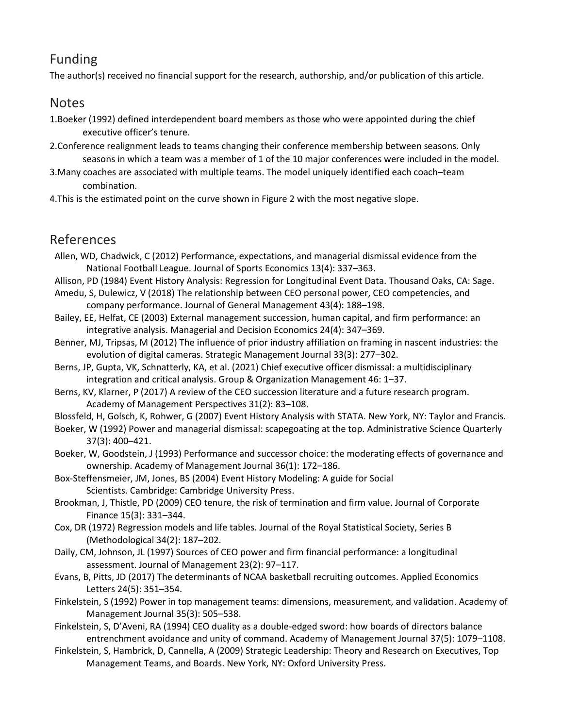## Funding

The author(s) received no financial support for the research, authorship, and/or publication of this article.

## Notes

1. Boeker (1992) defined interdependent board members as those who were appointed during the chief executive officer's tenure.
2. Conference realignment leads to teams changing their conference membership between seasons. Only seasons in which a team was a member of 1 of the 10 major conferences were included in the model.
3. Many coaches are associated with multiple teams. The model uniquely identified each coach–team combination.
4. This is the estimated point on the curve shown in Figure 2 with the most negative slope.

## References

Allen, WD, Chadwick, C (2012) Performance, expectations, and managerial dismissal evidence from the National Football League. Journal of Sports Economics 13(4): 337–363.

Allison, PD (1984) Event History Analysis: Regression for Longitudinal Event Data. Thousand Oaks, CA: Sage.

Amedu, S, Dulewicz, V (2018) The relationship between CEO personal power, CEO competencies, and company performance. Journal of General Management 43(4): 188–198.

Bailey, EE, Helfat, CE (2003) External management succession, human capital, and firm performance: an integrative analysis. Managerial and Decision Economics 24(4): 347–369.

Benner, MJ, Tripsas, M (2012) The influence of prior industry affiliation on framing in nascent industries: the evolution of digital cameras. Strategic Management Journal 33(3): 277–302.

Berns, JP, Gupta, VK, Schnatterly, KA, et al. (2021) Chief executive officer dismissal: a multidisciplinary integration and critical analysis. Group & Organization Management 46: 1–37.

Berns, KV, Klarner, P (2017) A review of the CEO succession literature and a future research program. Academy of Management Perspectives 31(2): 83–108.

Blossfeld, H, Golsch, K, Rohwer, G (2007) Event History Analysis with STATA. New York, NY: Taylor and Francis.

Boeker, W (1992) Power and managerial dismissal: scapegoating at the top. Administrative Science Quarterly 37(3): 400–421.

Boeker, W, Goodstein, J (1993) Performance and successor choice: the moderating effects of governance and ownership. Academy of Management Journal 36(1): 172–186.

Box-Steffensmeier, JM, Jones, BS (2004) Event History Modeling: A guide for Social Scientists. Cambridge: Cambridge University Press.

Brookman, J, Thistle, PD (2009) CEO tenure, the risk of termination and firm value. Journal of Corporate Finance 15(3): 331–344.

Cox, DR (1972) Regression models and life tables. Journal of the Royal Statistical Society, Series B (Methodological 34(2): 187–202.

Daily, CM, Johnson, JL (1997) Sources of CEO power and firm financial performance: a longitudinal assessment. Journal of Management 23(2): 97–117.

Evans, B, Pitts, JD (2017) The determinants of NCAA basketball recruiting outcomes. Applied Economics Letters 24(5): 351–354.

Finkelstein, S (1992) Power in top management teams: dimensions, measurement, and validation. Academy of Management Journal 35(3): 505–538.

Finkelstein, S, D'Aveni, RA (1994) CEO duality as a double-edged sword: how boards of directors balance entrenchment avoidance and unity of command. Academy of Management Journal 37(5): 1079–1108.

Finkelstein, S, Hambrick, D, Cannella, A (2009) Strategic Leadership: Theory and Research on Executives, Top Management Teams, and Boards. New York, NY: Oxford University Press.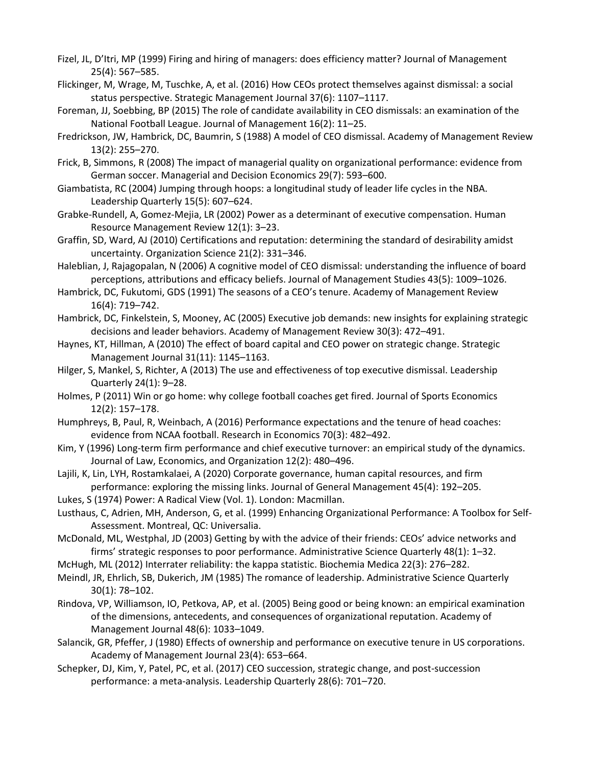Fizel, JL, D'Itri, MP (1999) Firing and hiring of managers: does efficiency matter? Journal of Management 25(4): 567–585.

Flickinger, M, Wrage, M, Tuschke, A, et al. (2016) How CEOs protect themselves against dismissal: a social status perspective. Strategic Management Journal 37(6): 1107–1117.

Foreman, JJ, Soebbing, BP (2015) The role of candidate availability in CEO dismissals: an examination of the National Football League. Journal of Management 16(2): 11–25.

Fredrickson, JW, Hambrick, DC, Baumrin, S (1988) A model of CEO dismissal. Academy of Management Review 13(2): 255–270.

Frick, B, Simmons, R (2008) The impact of managerial quality on organizational performance: evidence from German soccer. Managerial and Decision Economics 29(7): 593–600.

Giambatista, RC (2004) Jumping through hoops: a longitudinal study of leader life cycles in the NBA. Leadership Quarterly 15(5): 607–624.

Grabke-Rundell, A, Gomez-Mejia, LR (2002) Power as a determinant of executive compensation. Human Resource Management Review 12(1): 3–23.

Graffin, SD, Ward, AJ (2010) Certifications and reputation: determining the standard of desirability amidst uncertainty. Organization Science 21(2): 331–346.

Haleblian, J, Rajagopalan, N (2006) A cognitive model of CEO dismissal: understanding the influence of board perceptions, attributions and efficacy beliefs. Journal of Management Studies 43(5): 1009–1026.

Hambrick, DC, Fukutomi, GDS (1991) The seasons of a CEO's tenure. Academy of Management Review 16(4): 719–742.

Hambrick, DC, Finkelstein, S, Mooney, AC (2005) Executive job demands: new insights for explaining strategic decisions and leader behaviors. Academy of Management Review 30(3): 472–491.

Haynes, KT, Hillman, A (2010) The effect of board capital and CEO power on strategic change. Strategic Management Journal 31(11): 1145–1163.

Hilger, S, Mankel, S, Richter, A (2013) The use and effectiveness of top executive dismissal. Leadership Quarterly 24(1): 9–28.

Holmes, P (2011) Win or go home: why college football coaches get fired. Journal of Sports Economics 12(2): 157–178.

Humphreys, B, Paul, R, Weinbach, A (2016) Performance expectations and the tenure of head coaches: evidence from NCAA football. Research in Economics 70(3): 482–492.

Kim, Y (1996) Long-term firm performance and chief executive turnover: an empirical study of the dynamics. Journal of Law, Economics, and Organization 12(2): 480–496.

Lajili, K, Lin, LYH, Rostamkalaei, A (2020) Corporate governance, human capital resources, and firm performance: exploring the missing links. Journal of General Management 45(4): 192–205.

Lukes, S (1974) Power: A Radical View (Vol. 1). London: Macmillan.

Lusthaus, C, Adrien, MH, Anderson, G, et al. (1999) Enhancing Organizational Performance: A Toolbox for Self-Assessment. Montreal, QC: Universalia.

McDonald, ML, Westphal, JD (2003) Getting by with the advice of their friends: CEOs' advice networks and firms' strategic responses to poor performance. Administrative Science Quarterly 48(1): 1–32.

McHugh, ML (2012) Interrater reliability: the kappa statistic. Biochemia Medica 22(3): 276–282.

Meindl, JR, Ehrlich, SB, Dukerich, JM (1985) The romance of leadership. Administrative Science Quarterly 30(1): 78–102.

Rindova, VP, Williamson, IO, Petkova, AP, et al. (2005) Being good or being known: an empirical examination of the dimensions, antecedents, and consequences of organizational reputation. Academy of Management Journal 48(6): 1033–1049.

Salancik, GR, Pfeffer, J (1980) Effects of ownership and performance on executive tenure in US corporations. Academy of Management Journal 23(4): 653–664.

Schepker, DJ, Kim, Y, Patel, PC, et al. (2017) CEO succession, strategic change, and post-succession performance: a meta-analysis. Leadership Quarterly 28(6): 701–720.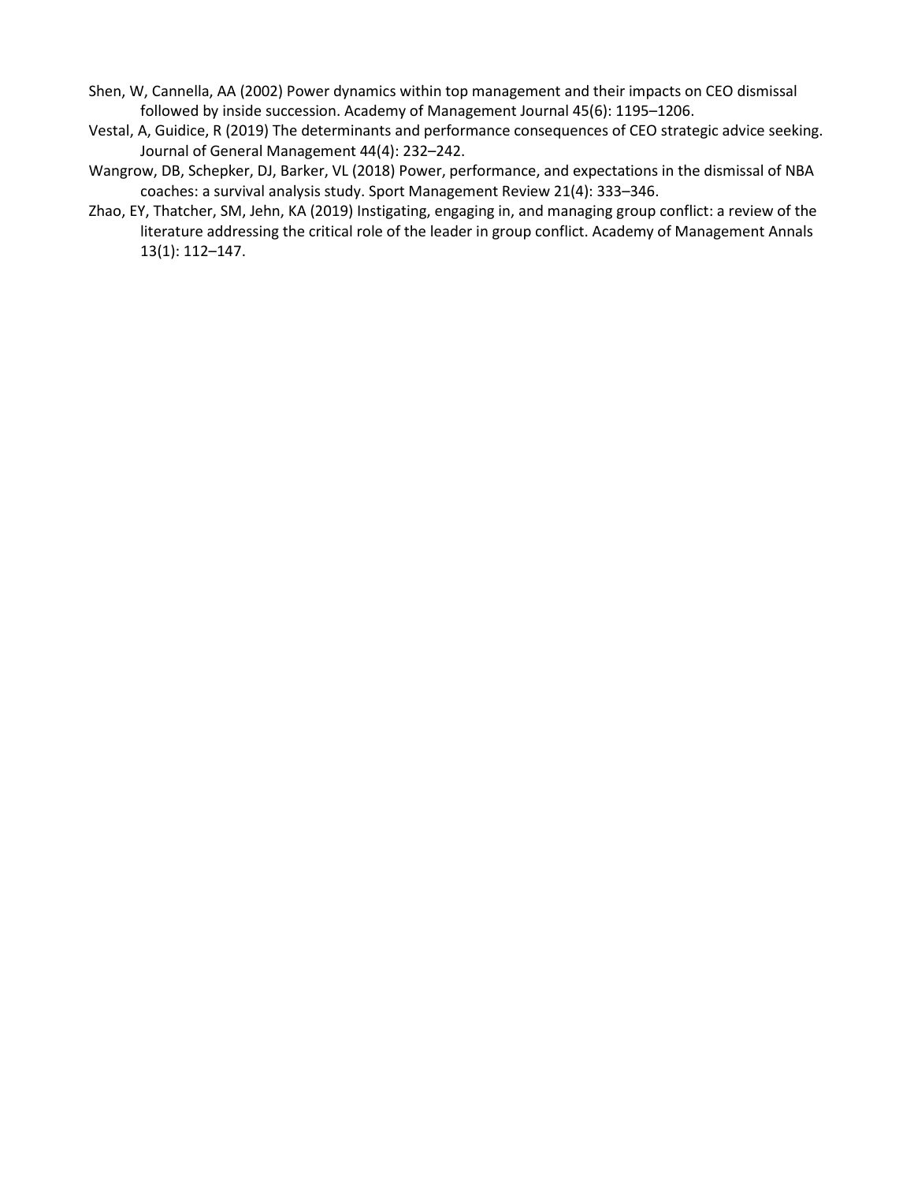Shen, W, Cannella, AA (2002) Power dynamics within top management and their impacts on CEO dismissal followed by inside succession. Academy of Management Journal 45(6): 1195–1206.

Vestal, A, Guidice, R (2019) The determinants and performance consequences of CEO strategic advice seeking. Journal of General Management 44(4): 232–242.

Wangrow, DB, Schepker, DJ, Barker, VL (2018) Power, performance, and expectations in the dismissal of NBA coaches: a survival analysis study. Sport Management Review 21(4): 333–346.

Zhao, EY, Thatcher, SM, Jehn, KA (2019) Instigating, engaging in, and managing group conflict: a review of the literature addressing the critical role of the leader in group conflict. Academy of Management Annals 13(1): 112–147.